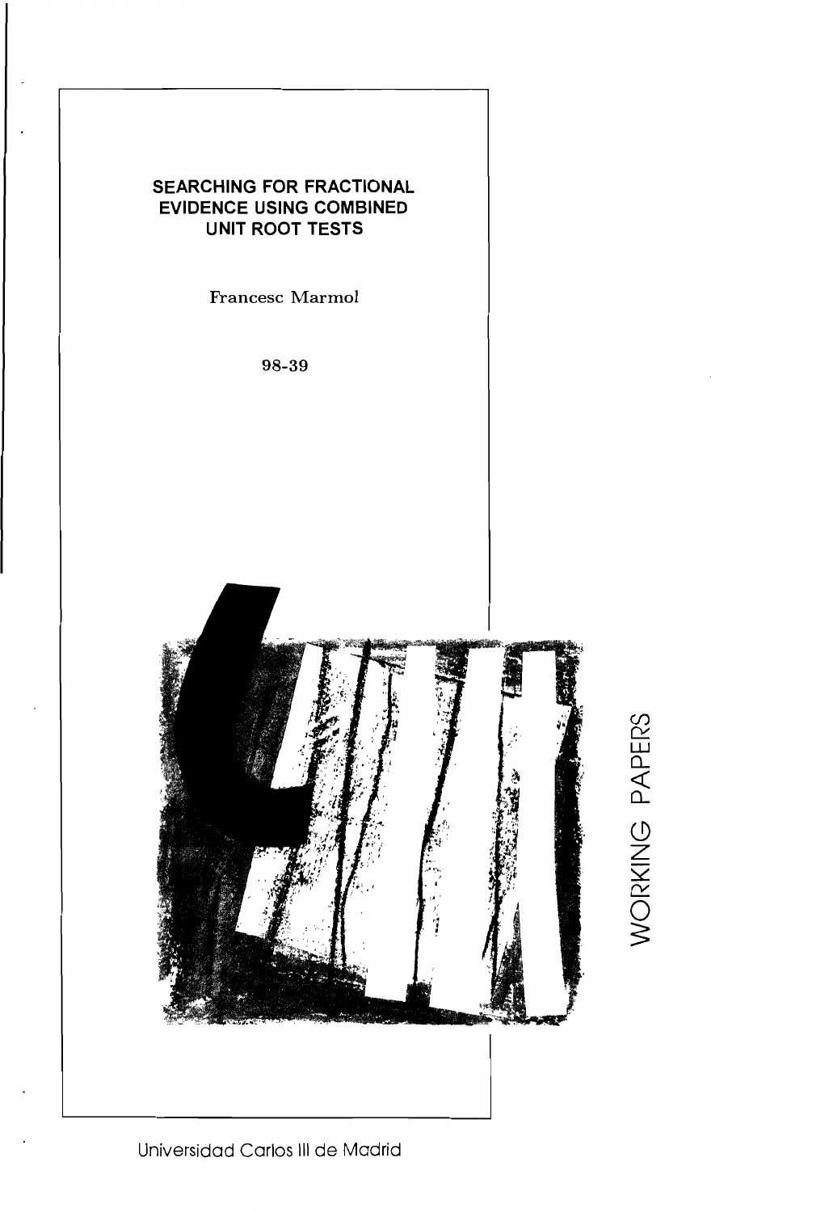# SEARCHING FOR FRACTIONAL EVIDENCE USING COMBINED UNIT ROOT TESTS

Francesc Marmol

98-39

WORKING PAPERS

Universidad Carlos III de Madrid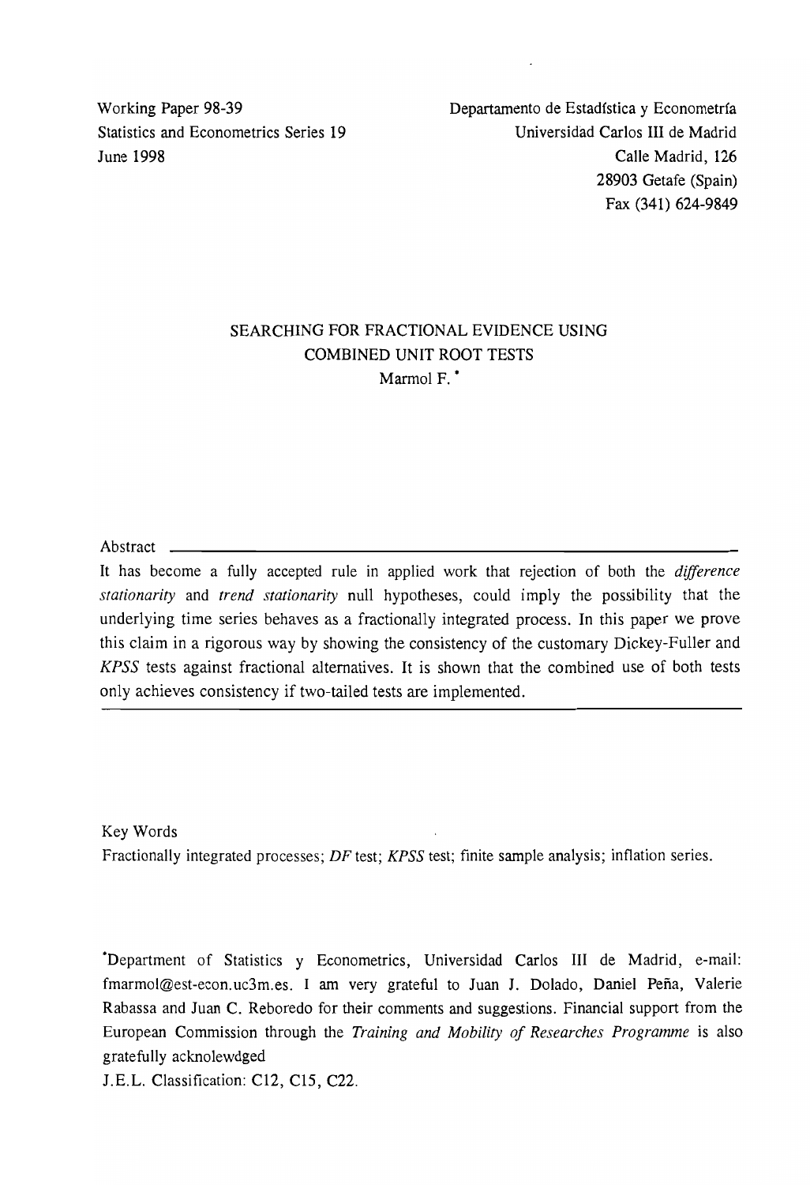Working Paper 98-39
Statistics and Econometrics Series 19
June 1998

Departamento de Estadística y Econometría
Universidad Carlos III de Madrid
Calle Madrid, 126
28903 Getafe (Spain)
Fax (341) 624-9849

# SEARCHING FOR FRACTIONAL EVIDENCE USING COMBINED UNIT ROOT TESTS

Marmol F. *

## Abstract

It has become a fully accepted rule in applied work that rejection of both the *difference stationarity* and *trend stationarity* null hypotheses, could imply the possibility that the underlying time series behaves as a fractionally integrated process. In this paper we prove this claim in a rigorous way by showing the consistency of the customary Dickey-Fuller and *KPSS* tests against fractional alternatives. It is shown that the combined use of both tests only achieves consistency if two-tailed tests are implemented.

Key Words

Fractionally integrated processes; *DF* test; *KPSS* test; finite sample analysis; inflation series.

*Department of Statistics y Econometrics, Universidad Carlos III de Madrid, e-mail: fmarmol@est-econ.uc3m.es. I am very grateful to Juan J. Dolado, Daniel Peña, Valerie Rabassa and Juan C. Reboredo for their comments and suggestions. Financial support from the European Commission through the *Training and Mobility of Researches Programme* is also gratefully acknolewdged

J.E.L. Classification: C12, C15, C22.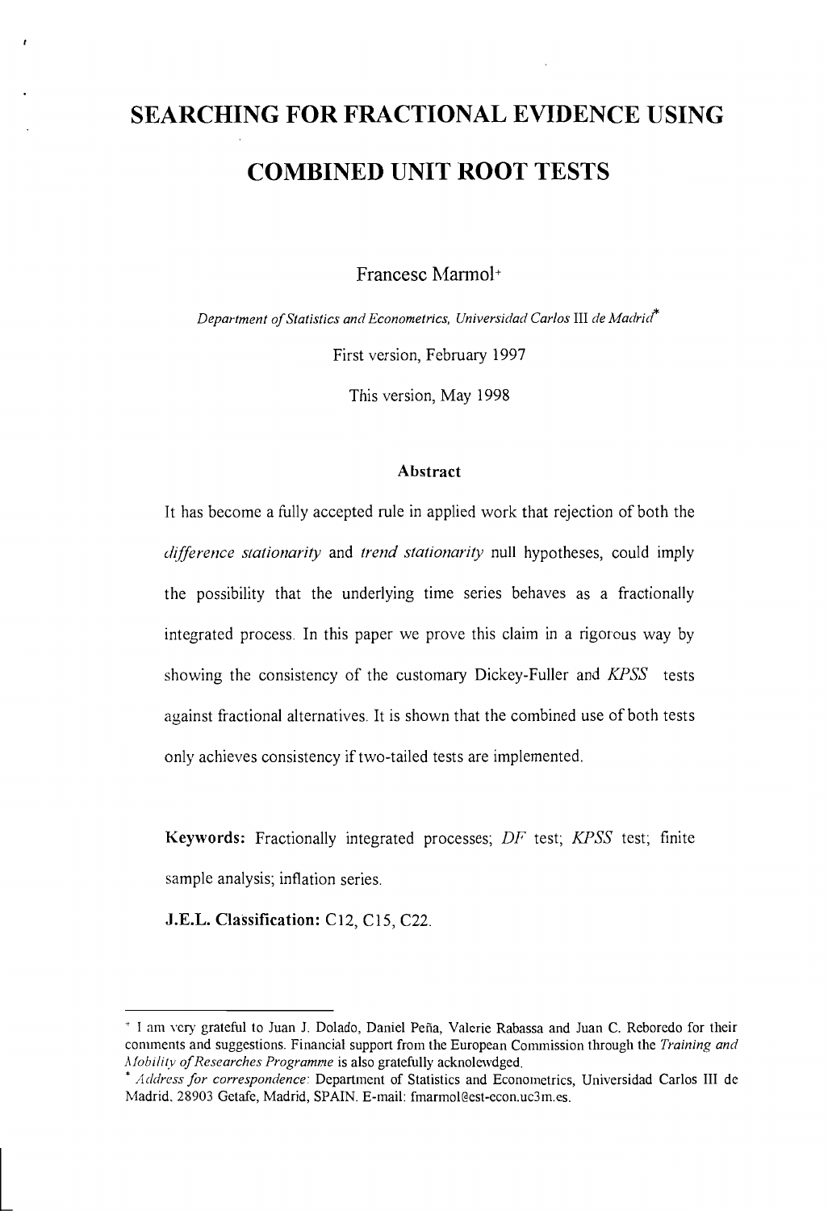// SEARCHING FOR FRACTIONAL EVIDENCE USING COMBINED UNIT ROOT TESTS

# SEARCHING FOR FRACTIONAL EVIDENCE USING COMBINED UNIT ROOT TESTS

Francesc Marmol[+]

*Department of Statistics and Econometrics, Universidad Carlos III de Madrid*[*]

First version, February 1997

This version, May 1998

### Abstract

It has become a fully accepted rule in applied work that rejection of both the *difference stationarity* and *trend stationarity* null hypotheses, could imply the possibility that the underlying time series behaves as a fractionally integrated process. In this paper we prove this claim in a rigorous way by showing the consistency of the customary Dickey-Fuller and *KPSS* tests against fractional alternatives. It is shown that the combined use of both tests only achieves consistency if two-tailed tests are implemented.

**Keywords:** Fractionally integrated processes; *DF* test; *KPSS* test; finite sample analysis; inflation series.

**J.E.L. Classification:** C12, C15, C22.

---

[+] I am very grateful to Juan J. Dolado, Daniel Peña, Valerie Rabassa and Juan C. Reboredo for their comments and suggestions. Financial support from the European Commission through the *Training and Mobility of Researches Programme* is also gratefully acknolewdged.

[*] *Address for correspondence:* Department of Statistics and Econometrics, Universidad Carlos III de Madrid, 28903 Getafe, Madrid, SPAIN. E-mail: fmarmol@est-econ.uc3m.es.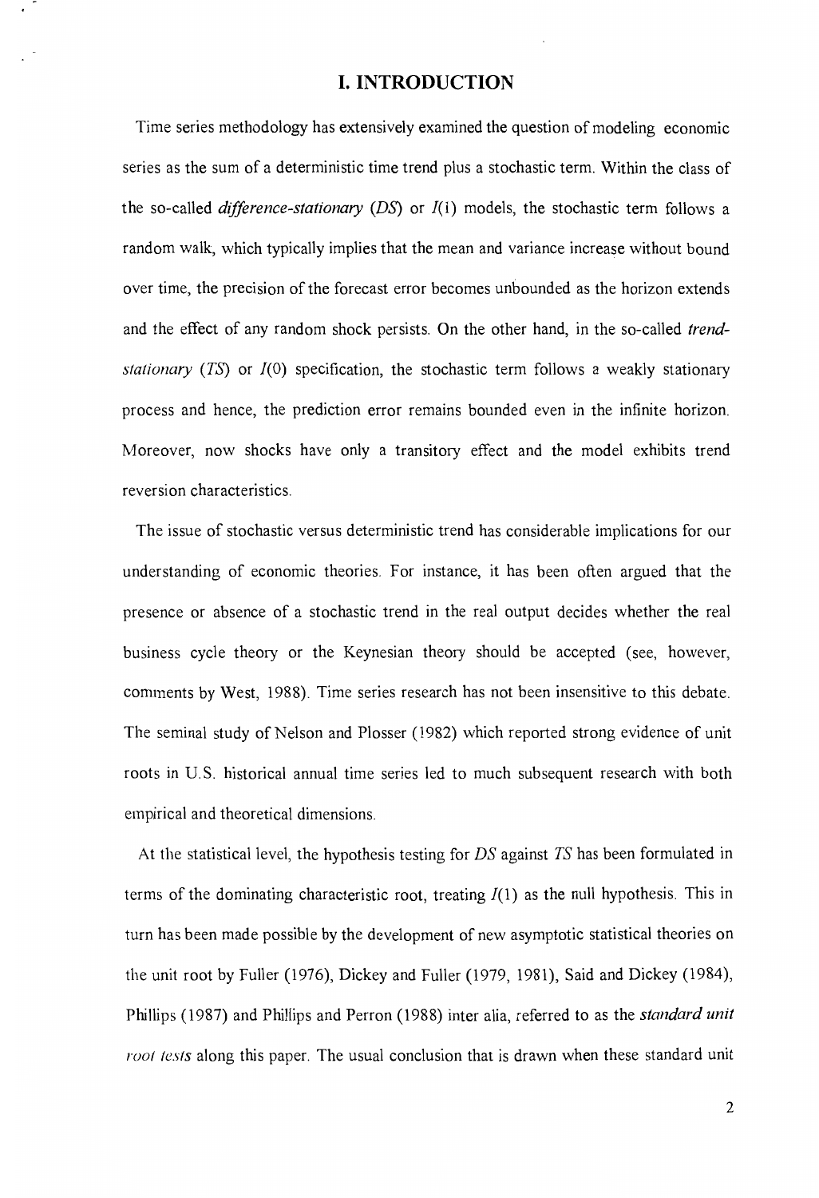# I. INTRODUCTION

Time series methodology has extensively examined the question of modeling economic series as the sum of a deterministic time trend plus a stochastic term. Within the class of the so-called *difference-stationary* (*DS*) or $I(1)$ models, the stochastic term follows a random walk, which typically implies that the mean and variance increase without bound over time, the precision of the forecast error becomes unbounded as the horizon extends and the effect of any random shock persists. On the other hand, in the so-called *trend-stationary* (*TS*) or $I(0)$ specification, the stochastic term follows a weakly stationary process and hence, the prediction error remains bounded even in the infinite horizon. Moreover, now shocks have only a transitory effect and the model exhibits trend reversion characteristics.

The issue of stochastic versus deterministic trend has considerable implications for our understanding of economic theories. For instance, it has been often argued that the presence or absence of a stochastic trend in the real output decides whether the real business cycle theory or the Keynesian theory should be accepted (see, however, comments by West, 1988). Time series research has not been insensitive to this debate. The seminal study of Nelson and Plosser (1982) which reported strong evidence of unit roots in U.S. historical annual time series led to much subsequent research with both empirical and theoretical dimensions.

At the statistical level, the hypothesis testing for *DS* against *TS* has been formulated in terms of the dominating characteristic root, treating $I(1)$ as the null hypothesis. This in turn has been made possible by the development of new asymptotic statistical theories on the unit root by Fuller (1976), Dickey and Fuller (1979, 1981), Said and Dickey (1984), Phillips (1987) and Phillips and Perron (1988) inter alia, referred to as the *standard unit root tests* along this paper. The usual conclusion that is drawn when these standard unit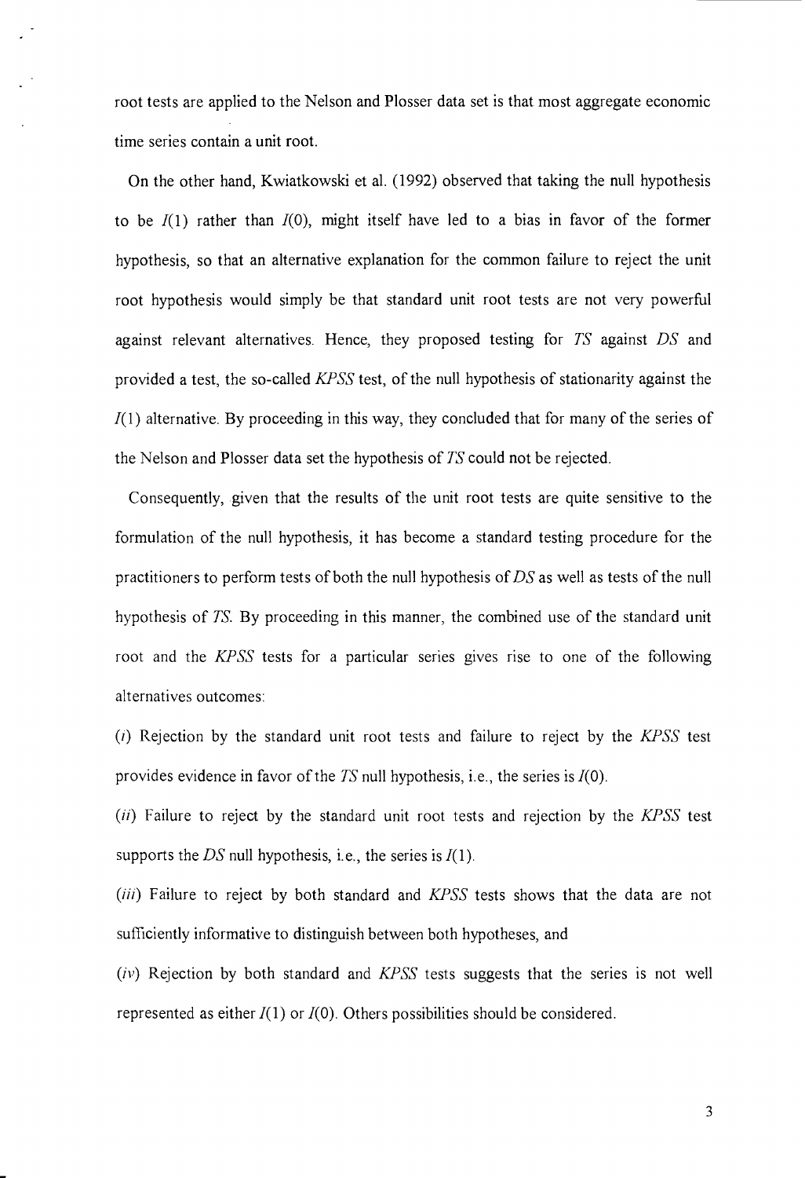root tests are applied to the Nelson and Plosser data set is that most aggregate economic time series contain a unit root.

On the other hand, Kwiatkowski et al. (1992) observed that taking the null hypothesis to be $I(1)$ rather than $I(0)$, might itself have led to a bias in favor of the former hypothesis, so that an alternative explanation for the common failure to reject the unit root hypothesis would simply be that standard unit root tests are not very powerful against relevant alternatives. Hence, they proposed testing for *TS* against *DS* and provided a test, the so-called *KPSS* test, of the null hypothesis of stationarity against the $I(1)$ alternative. By proceeding in this way, they concluded that for many of the series of the Nelson and Plosser data set the hypothesis of *TS* could not be rejected.

Consequently, given that the results of the unit root tests are quite sensitive to the formulation of the null hypothesis, it has become a standard testing procedure for the practitioners to perform tests of both the null hypothesis of *DS* as well as tests of the null hypothesis of *TS*. By proceeding in this manner, the combined use of the standard unit root and the *KPSS* tests for a particular series gives rise to one of the following alternatives outcomes:

(*i*) Rejection by the standard unit root tests and failure to reject by the *KPSS* test provides evidence in favor of the *TS* null hypothesis, i.e., the series is $I(0)$.

(*ii*) Failure to reject by the standard unit root tests and rejection by the *KPSS* test supports the *DS* null hypothesis, i.e., the series is $I(1)$.

(*iii*) Failure to reject by both standard and *KPSS* tests shows that the data are not sufficiently informative to distinguish between both hypotheses, and

(*iv*) Rejection by both standard and *KPSS* tests suggests that the series is not well represented as either $I(1)$ or $I(0)$. Others possibilities should be considered.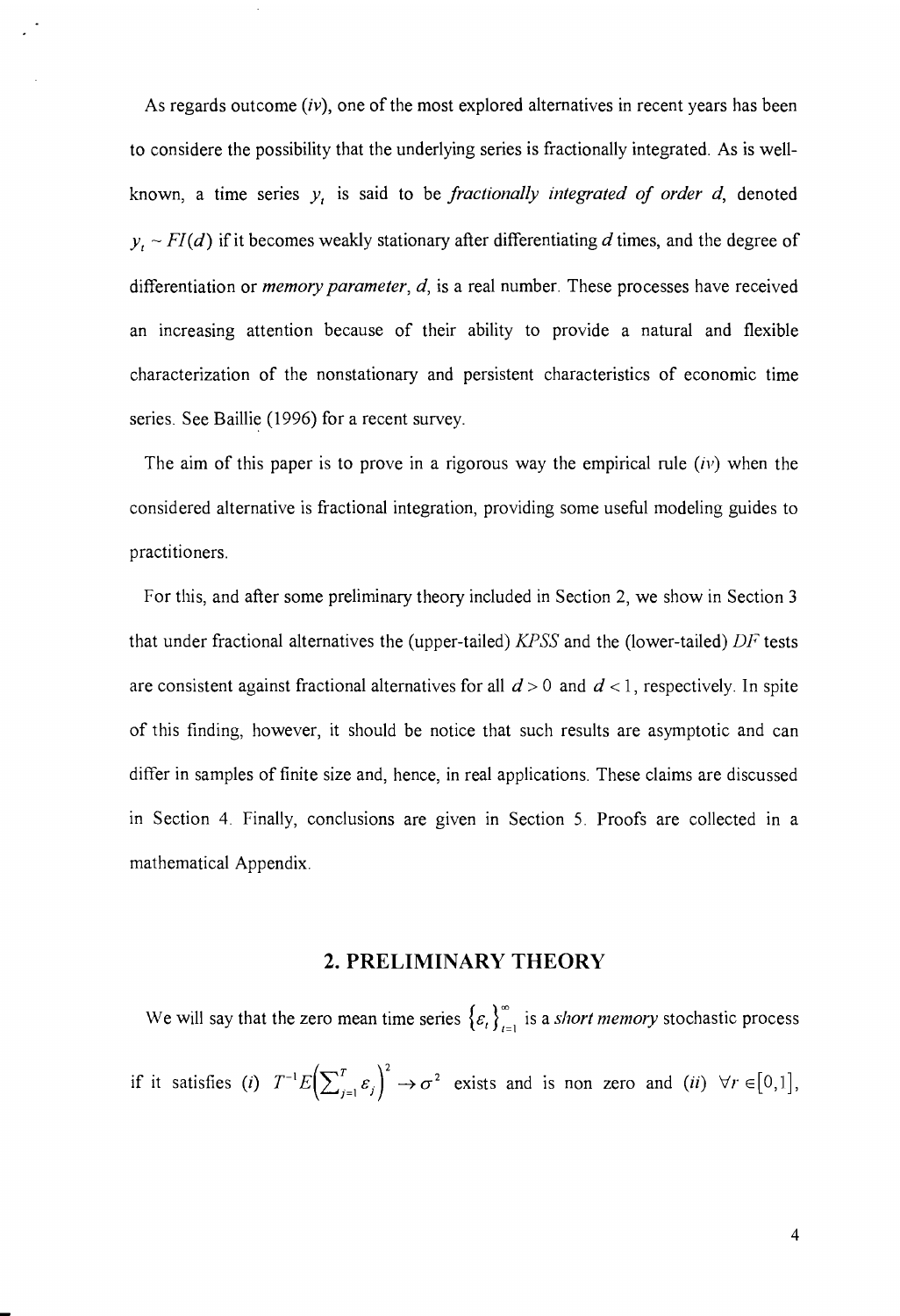As regards outcome (*iv*), one of the most explored alternatives in recent years has been to considere the possibility that the underlying series is fractionally integrated. As is well-known, a time series $y_t$ is said to be *fractionally integrated of order d*, denoted $y_t \sim FI(d)$ if it becomes weakly stationary after differentiating $d$ times, and the degree of differentiation or *memory parameter*, $d$, is a real number. These processes have received an increasing attention because of their ability to provide a natural and flexible characterization of the nonstationary and persistent characteristics of economic time series. See Baillie (1996) for a recent survey.

The aim of this paper is to prove in a rigorous way the empirical rule (*iv*) when the considered alternative is fractional integration, providing some useful modeling guides to practitioners.

For this, and after some preliminary theory included in Section 2, we show in Section 3 that under fractional alternatives the (upper-tailed) *KPSS* and the (lower-tailed) *DF* tests are consistent against fractional alternatives for all $d > 0$ and $d < 1$, respectively. In spite of this finding, however, it should be notice that such results are asymptotic and can differ in samples of finite size and, hence, in real applications. These claims are discussed in Section 4. Finally, conclusions are given in Section 5. Proofs are collected in a mathematical Appendix.

## 2. PRELIMINARY THEORY

We will say that the zero mean time series $\{\varepsilon_t\}_{t=1}^{\infty}$ is a *short memory* stochastic process if it satisfies (*i*) $T^{-1}E\left(\sum_{j=1}^{T}\varepsilon_j\right)^2 \to \sigma^2$ exists and is non zero and (*ii*) $\forall r \in [0,1]$,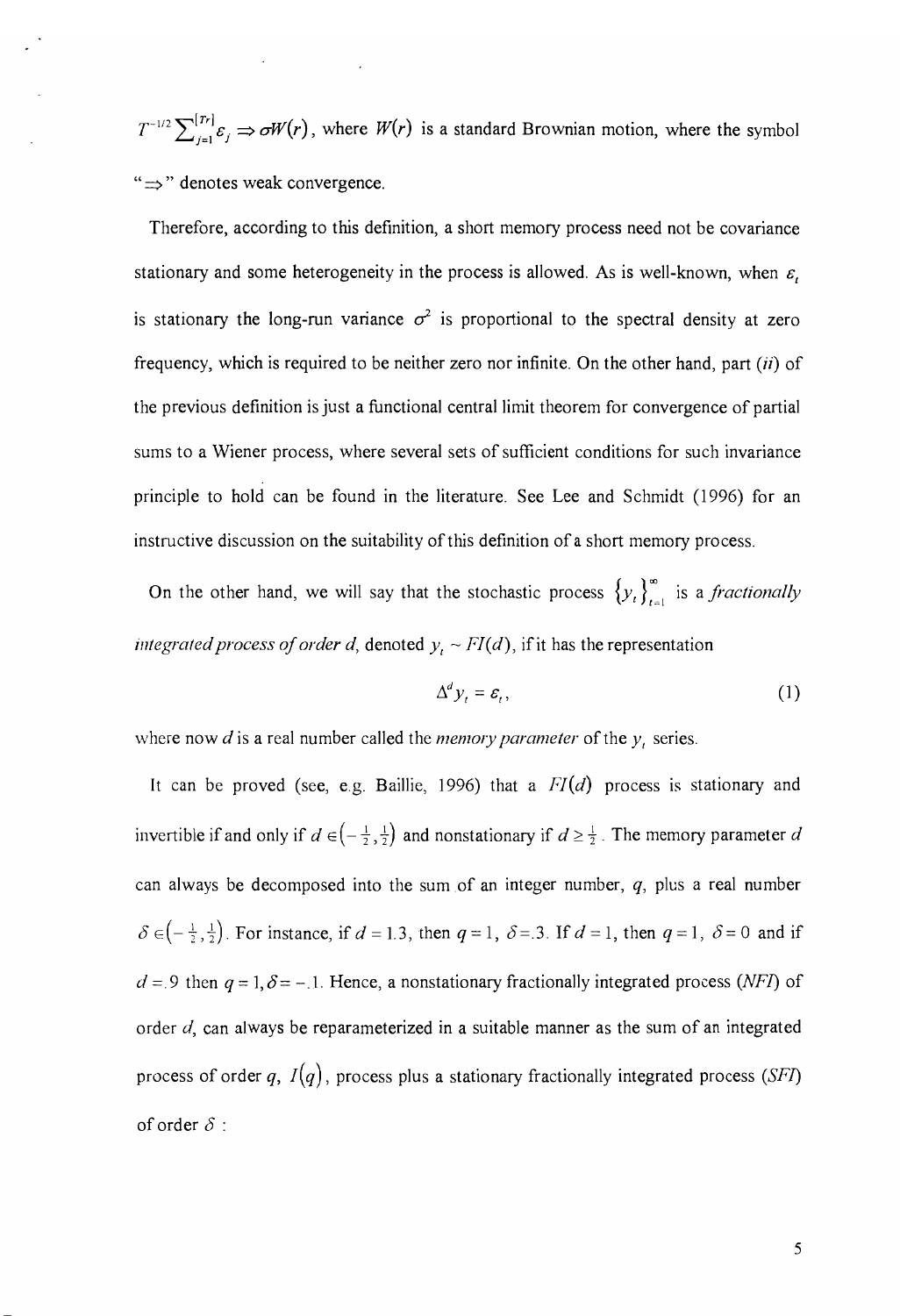$T^{-1/2}\sum_{j=1}^{[Tr]}\varepsilon_j \Rightarrow \sigma W(r)$, where $W(r)$ is a standard Brownian motion, where the symbol "$\Rightarrow$" denotes weak convergence.

Therefore, according to this definition, a short memory process need not be covariance stationary and some heterogeneity in the process is allowed. As is well-known, when $\varepsilon_t$ is stationary the long-run variance $\sigma^2$ is proportional to the spectral density at zero frequency, which is required to be neither zero nor infinite. On the other hand, part *(ii)* of the previous definition is just a functional central limit theorem for convergence of partial sums to a Wiener process, where several sets of sufficient conditions for such invariance principle to hold can be found in the literature. See Lee and Schmidt (1996) for an instructive discussion on the suitability of this definition of a short memory process.

On the other hand, we will say that the stochastic process $\{y_t\}_{t=1}^{\infty}$ is a *fractionally integrated process of order d*, denoted $y_t \sim FI(d)$, if it has the representation

$$\Delta^d y_t = \varepsilon_t, \tag{1}$$

where now $d$ is a real number called the *memory parameter* of the $y_t$ series.

It can be proved (see, e.g. Baillie, 1996) that a $FI(d)$ process is stationary and invertible if and only if $d \in \left(-\frac{1}{2},\frac{1}{2}\right)$ and nonstationary if $d \geq \frac{1}{2}$. The memory parameter $d$ can always be decomposed into the sum of an integer number, $q$, plus a real number $\delta \in \left(-\frac{1}{2},\frac{1}{2}\right)$. For instance, if $d = 1.3$, then $q = 1$, $\delta = .3$. If $d = 1$, then $q = 1$, $\delta = 0$ and if $d = .9$ then $q = 1, \delta = -.1$. Hence, a nonstationary fractionally integrated process *(NFI)* of order $d$, can always be reparameterized in a suitable manner as the sum of an integrated process of order $q$, $I(q)$, process plus a stationary fractionally integrated process *(SFI)* of order $\delta$ :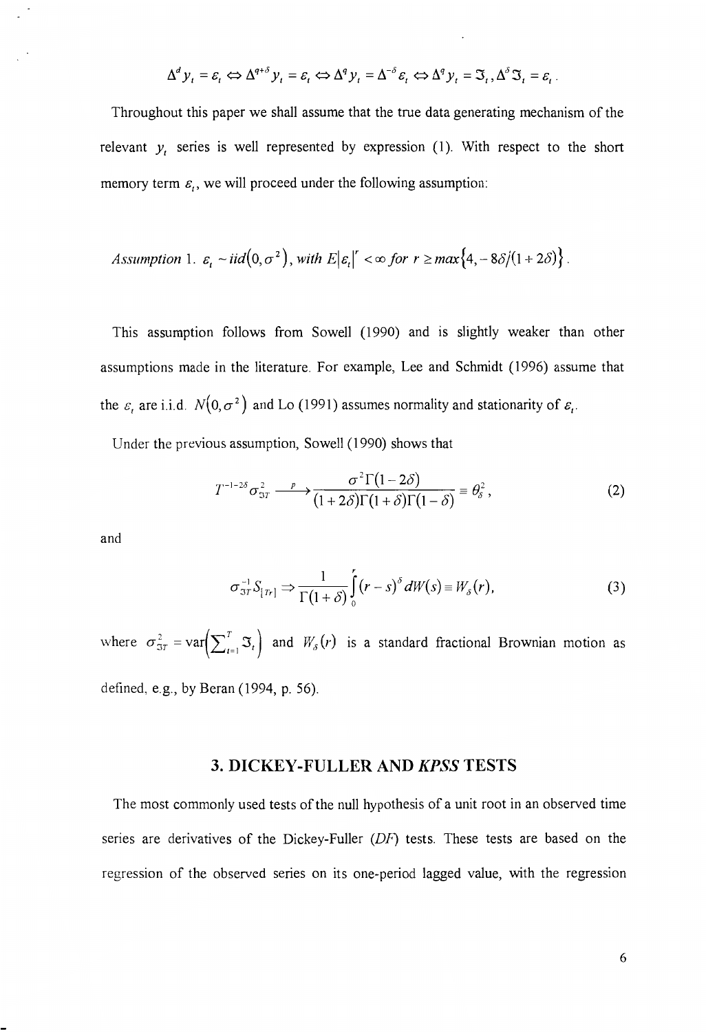$$\Delta^d y_t = \varepsilon_t \Leftrightarrow \Delta^{q+\delta} y_t = \varepsilon_t \Leftrightarrow \Delta^q y_t = \Delta^{-\delta}\varepsilon_t \Leftrightarrow \Delta^q y_t = \Im_t, \Delta^\delta \Im_t = \varepsilon_t .$$

Throughout this paper we shall assume that the true data generating mechanism of the relevant $y_t$ series is well represented by expression (1). With respect to the short memory term $\varepsilon_t$, we will proceed under the following assumption:

*Assumption* 1. $\varepsilon_t \sim iid(0,\sigma^2)$, *with* $E|\varepsilon_t|^r < \infty$ *for* $r \geq max\{4, -8\delta/(1+2\delta)\}$.

This assumption follows from Sowell (1990) and is slightly weaker than other assumptions made in the literature. For example, Lee and Schmidt (1996) assume that the $\varepsilon_t$ are i.i.d. $N(0,\sigma^2)$ and Lo (1991) assumes normality and stationarity of $\varepsilon_t$.

Under the previous assumption, Sowell (1990) shows that

$$T^{-1-2\delta}\sigma_{\Im T}^2 \xrightarrow{p} \frac{\sigma^2\Gamma(1-2\delta)}{(1+2\delta)\Gamma(1+\delta)\Gamma(1-\delta)} \equiv \theta_\delta^2, \tag{2}$$

and

$$\sigma_{\Im T}^{-1} S_{[Tr]} \Rightarrow \frac{1}{\Gamma(1+\delta)}\int_0^r (r-s)^\delta dW(s) \equiv W_\delta(r), \tag{3}$$

where $\sigma_{\Im T}^2 = \text{var}\left(\sum_{t=1}^T \Im_t\right)$ and $W_\delta(r)$ is a standard fractional Brownian motion as defined, e.g., by Beran (1994, p. 56).

## 3. DICKEY-FULLER AND *KPSS* TESTS

The most commonly used tests of the null hypothesis of a unit root in an observed time series are derivatives of the Dickey-Fuller (*DF*) tests. These tests are based on the regression of the observed series on its one-period lagged value, with the regression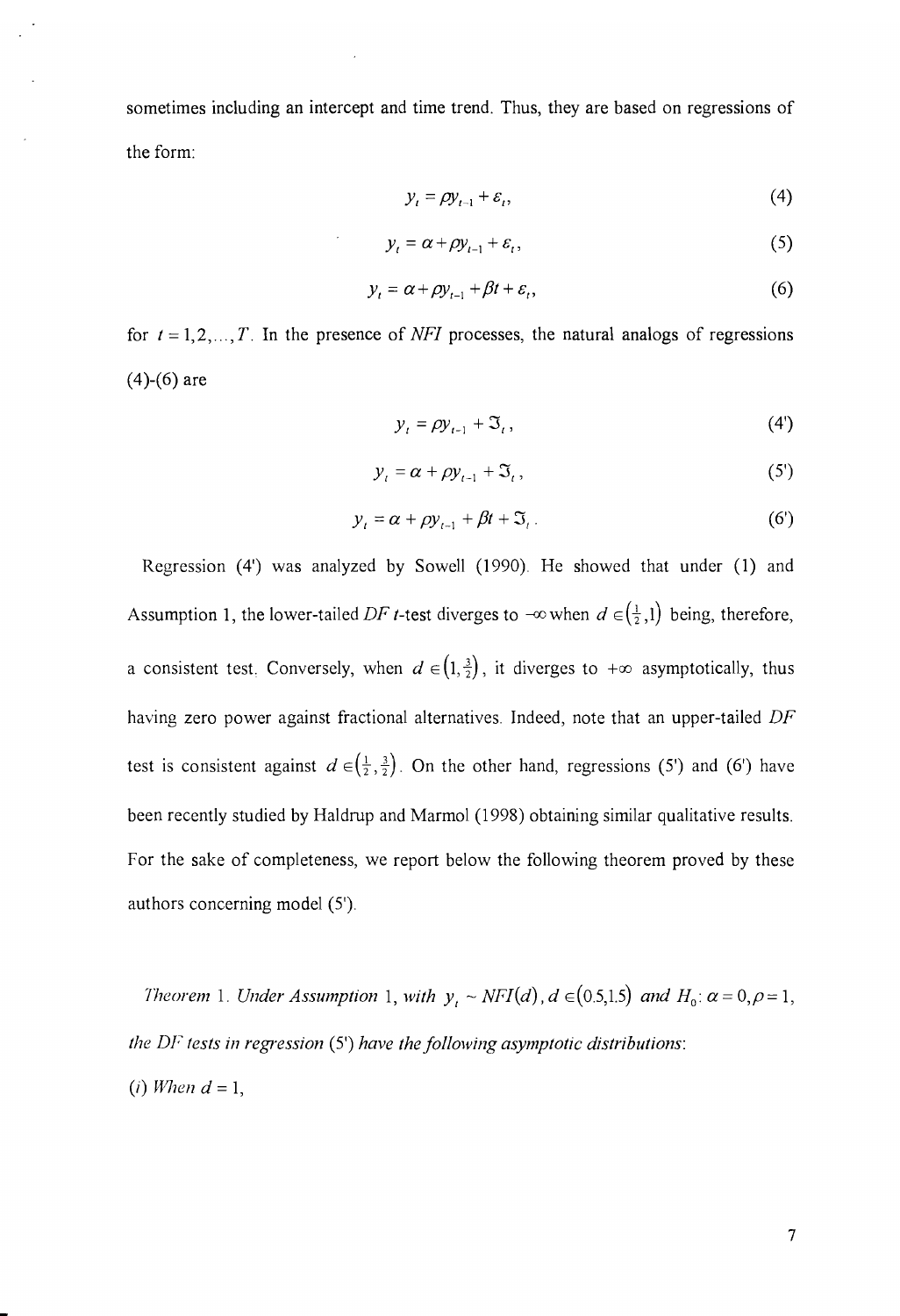sometimes including an intercept and time trend. Thus, they are based on regressions of the form:

$$y_t = \rho y_{t-1} + \varepsilon_t, \tag{4}$$

$$y_t = \alpha + \rho y_{t-1} + \varepsilon_t, \tag{5}$$

$$y_t = \alpha + \rho y_{t-1} + \beta t + \varepsilon_t, \tag{6}$$

for $t = 1, 2, \ldots, T$. In the presence of *NFI* processes, the natural analogs of regressions (4)-(6) are

$$y_t = \rho y_{t-1} + \Im_t, \tag{4'}$$

$$y_t = \alpha + \rho y_{t-1} + \Im_t, \tag{5'}$$

$$y_t = \alpha + \rho y_{t-1} + \beta t + \Im_t. \tag{6'}$$

Regression (4') was analyzed by Sowell (1990). He showed that under (1) and Assumption 1, the lower-tailed *DF* $t$-test diverges to $-\infty$ when $d \in \left(\frac{1}{2}, 1\right)$ being, therefore, a consistent test. Conversely, when $d \in \left(1, \frac{3}{2}\right)$, it diverges to $+\infty$ asymptotically, thus having zero power against fractional alternatives. Indeed, note that an upper-tailed *DF* test is consistent against $d \in \left(\frac{1}{2}, \frac{3}{2}\right)$. On the other hand, regressions (5') and (6') have been recently studied by Haldrup and Marmol (1998) obtaining similar qualitative results. For the sake of completeness, we report below the following theorem proved by these authors concerning model (5').

*Theorem* 1. *Under Assumption* 1, *with* $y_t \sim NFI(d), d \in (0.5, 1.5)$ *and* $H_0: \alpha = 0, \rho = 1$, *the DF tests in regression* (5') *have the following asymptotic distributions*:

(*i*) *When* $d = 1$,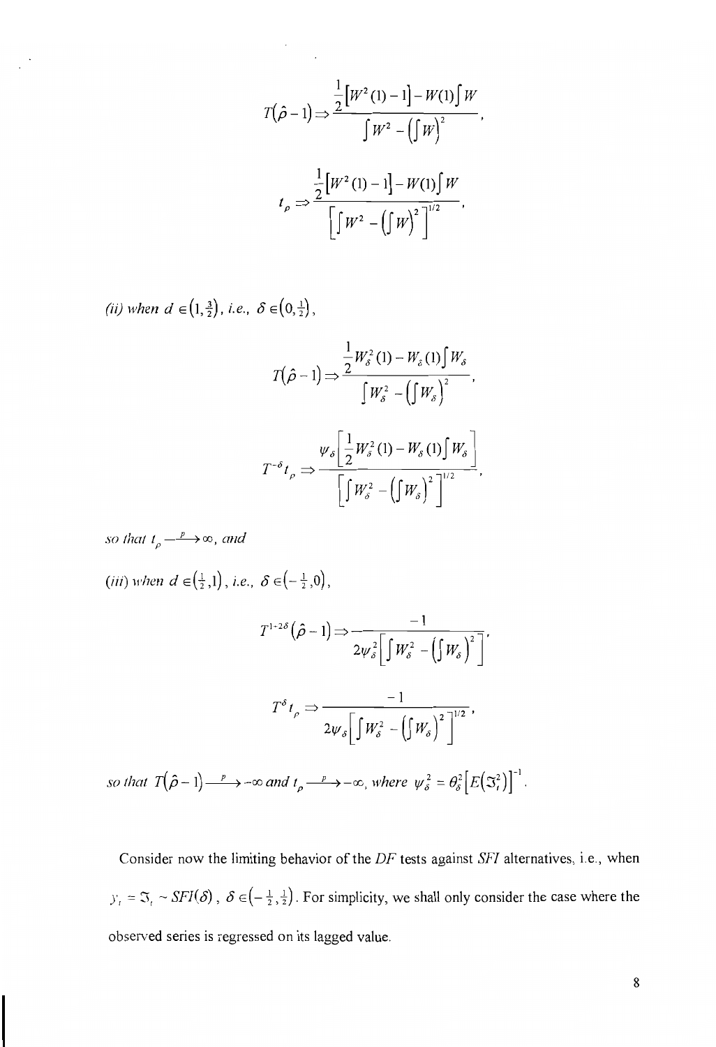$$T(\hat{\rho}-1) \Rightarrow \frac{\frac{1}{2}\left[W^2(1)-1\right]-W(1)\int W}{\int W^2 - \left(\int W\right)^2},$$

$$t_\rho \Rightarrow \frac{\frac{1}{2}\left[W^2(1)-1\right]-W(1)\int W}{\left[\int W^2 - \left(\int W\right)^2\right]^{1/2}},$$

*(ii) when* $d \in \left(1, \frac{3}{2}\right)$, *i.e.,* $\delta \in \left(0, \frac{1}{2}\right)$,

$$T(\hat{\rho}-1) \Rightarrow \frac{\frac{1}{2}W_\delta^2(1)-W_\delta(1)\int W_\delta}{\int W_\delta^2 - \left(\int W_\delta\right)^2},$$

$$T^{-\delta} t_\rho \Rightarrow \frac{\psi_\delta\left[\frac{1}{2}W_\delta^2(1)-W_\delta(1)\int W_\delta\right]}{\left[\int W_\delta^2 - \left(\int W_\delta\right)^2\right]^{1/2}},$$

*so that* $t_\rho \xrightarrow{p} \infty$, *and*

*(iii) when* $d \in \left(\frac{1}{2}, 1\right)$, *i.e.,* $\delta \in \left(-\frac{1}{2}, 0\right)$,

$$T^{1+2\delta}(\hat{\rho}-1) \Rightarrow \frac{-1}{2\psi_\delta^2\left[\int W_\delta^2 - \left(\int W_\delta\right)^2\right]},$$

$$T^{\delta} t_\rho \Rightarrow \frac{-1}{2\psi_\delta\left[\int W_\delta^2 - \left(\int W_\delta\right)^2\right]^{1/2}},$$

*so that* $T(\hat{\rho}-1) \xrightarrow{p} -\infty$ *and* $t_\rho \xrightarrow{p} -\infty$, *where* $\psi_\delta^2 = \theta_\delta^2\left[E\left(\Im_t^2\right)\right]^{-1}$.

Consider now the limiting behavior of the *DF* tests against *SFI* alternatives, i.e., when $y_t = \Im_t \sim SFI(\delta)$, $\delta \in \left(-\frac{1}{2}, \frac{1}{2}\right)$. For simplicity, we shall only consider the case where the observed series is regressed on its lagged value.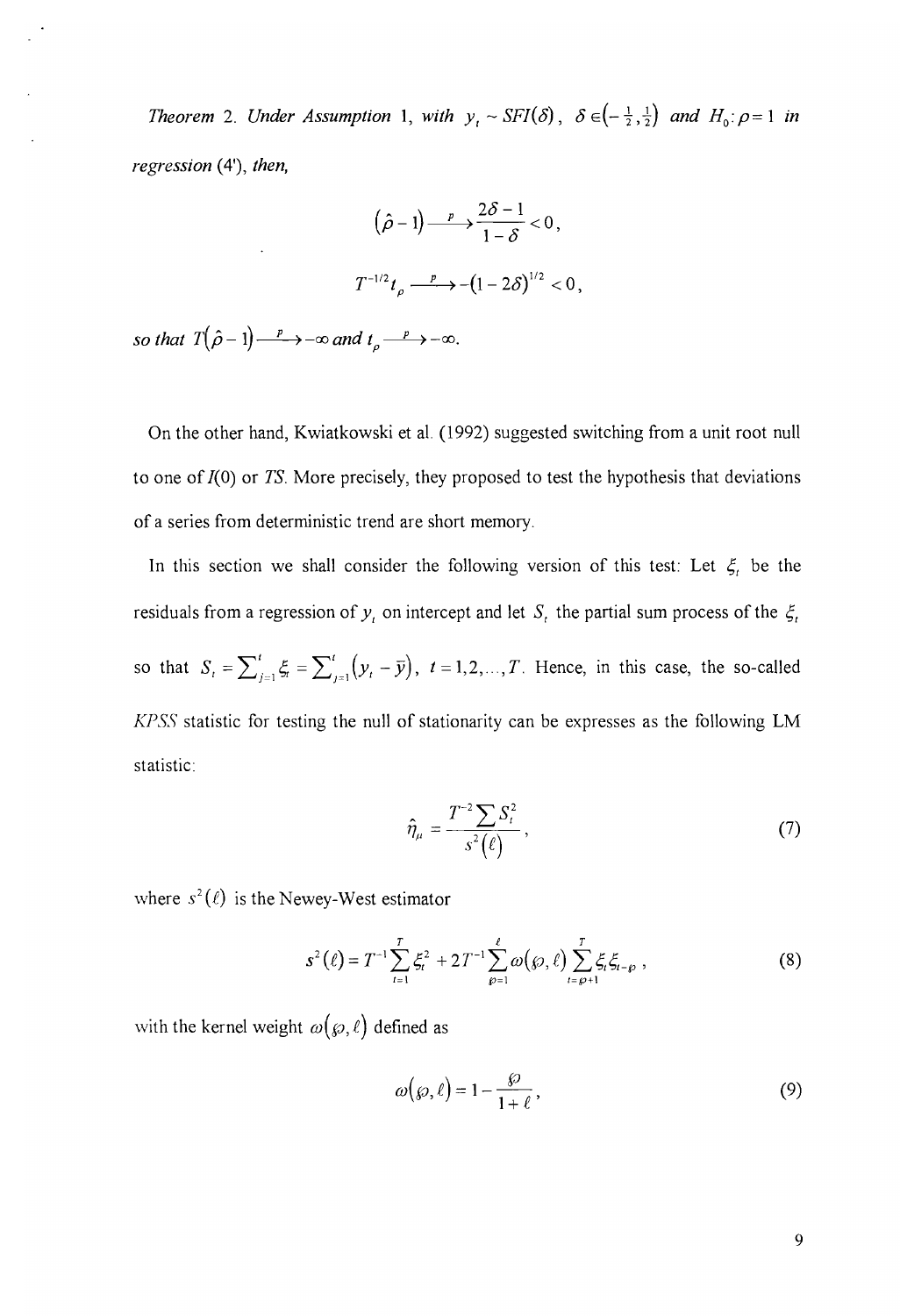*Theorem* 2. *Under Assumption* 1, *with* $y_t \sim SFI(\delta)$, $\delta \in \left(-\frac{1}{2},\frac{1}{2}\right)$ *and* $H_0\!: \rho = 1$ *in regression* (4'), *then,*

$$\left(\hat{\rho}-1\right) \xrightarrow{\;p\;} \frac{2\delta - 1}{1-\delta} < 0,$$

$$T^{-1/2} t_\rho \xrightarrow{\;p\;} -\left(1-2\delta\right)^{1/2} < 0,$$

*so that* $T\left(\hat{\rho}-1\right) \xrightarrow{\;p\;} -\infty$ *and* $t_\rho \xrightarrow{\;p\;} -\infty$.

On the other hand, Kwiatkowski et al. (1992) suggested switching from a unit root null to one of $I(0)$ or *TS*. More precisely, they proposed to test the hypothesis that deviations of a series from deterministic trend are short memory.

In this section we shall consider the following version of this test: Let $\xi_t$ be the residuals from a regression of $y_t$ on intercept and let $S_t$ the partial sum process of the $\xi_t$ so that $S_t = \sum_{j=1}^{t} \xi_t = \sum_{j=1}^{t} \left(y_t - \bar{y}\right)$, $t = 1,2,\ldots,T$. Hence, in this case, the so-called *KPSS* statistic for testing the null of stationarity can be expresses as the following LM statistic:

$$\hat{\eta}_\mu = \frac{T^{-2} \sum S_t^2}{s^2(\ell)}, \tag{7}$$

where $s^2(\ell)$ is the Newey-West estimator

$$s^2(\ell) = T^{-1} \sum_{t=1}^{T} \xi_t^2 + 2T^{-1} \sum_{\wp=1}^{\ell} \omega(\wp,\ell) \sum_{t=\wp+1}^{T} \xi_t \xi_{t-\wp}, \tag{8}$$

with the kernel weight $\omega(\wp,\ell)$ defined as

$$\omega(\wp,\ell) = 1 - \frac{\wp}{1+\ell}, \tag{9}$$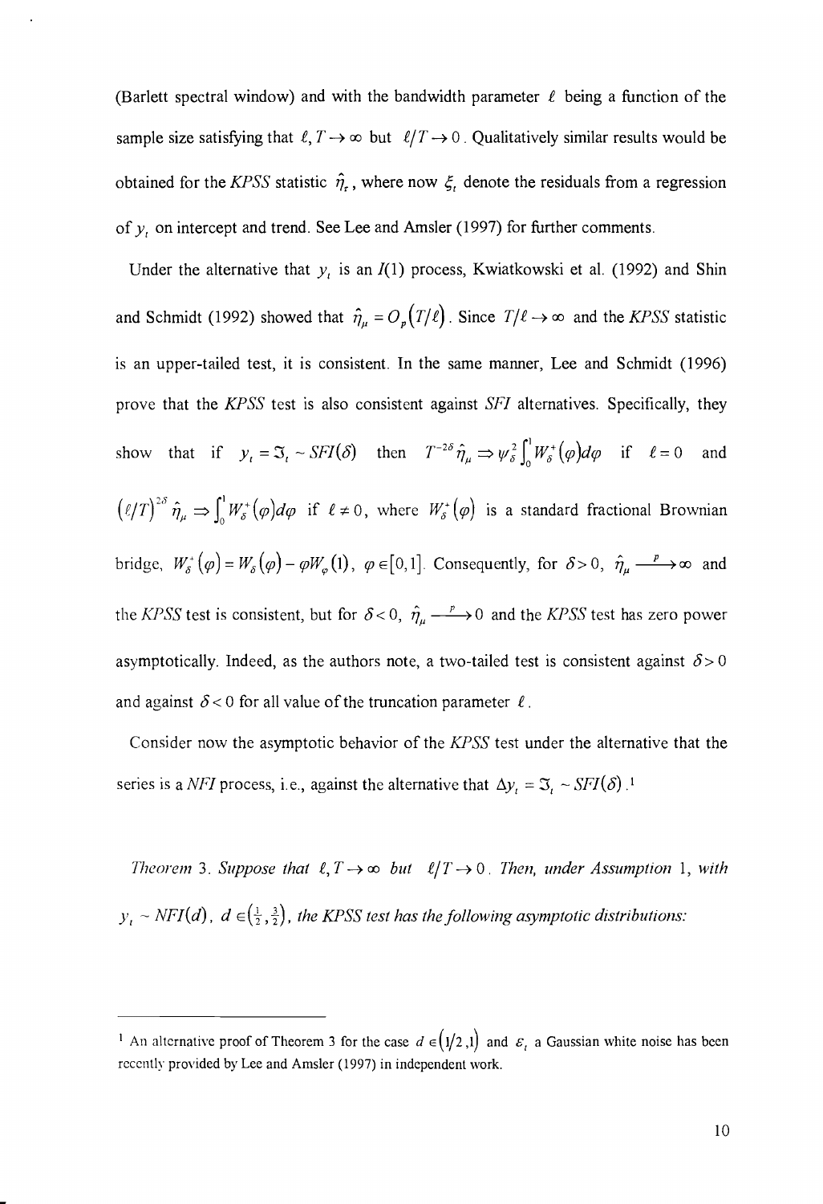(Barlett spectral window) and with the bandwidth parameter $\ell$ being a function of the sample size satisfying that $\ell, T \to \infty$ but $\ell/T \to 0$. Qualitatively similar results would be obtained for the *KPSS* statistic $\hat{\eta}_\tau$, where now $\xi_t$ denote the residuals from a regression of $y_t$ on intercept and trend. See Lee and Amsler (1997) for further comments.

Under the alternative that $y_t$ is an $I(1)$ process, Kwiatkowski et al. (1992) and Shin and Schmidt (1992) showed that $\hat{\eta}_\mu = O_p(T/\ell)$. Since $T/\ell \to \infty$ and the *KPSS* statistic is an upper-tailed test, it is consistent. In the same manner, Lee and Schmidt (1996) prove that the *KPSS* test is also consistent against *SFI* alternatives. Specifically, they show that if $y_t = \Im_t \sim SFI(\delta)$ then $T^{-2\delta}\hat{\eta}_\mu \Rightarrow \psi_\delta^2 \int_0^1 W_\delta^+(\varphi)d\varphi$ if $\ell = 0$ and $(\ell/T)^{2\delta}\hat{\eta}_\mu \Rightarrow \int_0^1 W_\delta^+(\varphi)d\varphi$ if $\ell \neq 0$, where $W_\delta^+(\varphi)$ is a standard fractional Brownian bridge, $W_\delta^+(\varphi) = W_\delta(\varphi) - \varphi W_\varphi(1)$, $\varphi \in [0,1]$. Consequently, for $\delta > 0$, $\hat{\eta}_\mu \xrightarrow{p} \infty$ and the *KPSS* test is consistent, but for $\delta < 0$, $\hat{\eta}_\mu \xrightarrow{p} 0$ and the *KPSS* test has zero power asymptotically. Indeed, as the authors note, a two-tailed test is consistent against $\delta > 0$ and against $\delta < 0$ for all value of the truncation parameter $\ell$.

Consider now the asymptotic behavior of the *KPSS* test under the alternative that the series is a *NFI* process, i.e., against the alternative that $\Delta y_t = \Im_t \sim SFI(\delta)$.[1]

*Theorem 3. Suppose that $\ell, T \to \infty$ but $\ell/T \to 0$. Then, under Assumption 1, with $y_t \sim NFI(d)$, $d \in (\frac{1}{2}, \frac{3}{2})$, the KPSS test has the following asymptotic distributions:*

---

[1] An alternative proof of Theorem 3 for the case $d \in (1/2, 1)$ and $\varepsilon_t$ a Gaussian white noise has been recently provided by Lee and Amsler (1997) in independent work.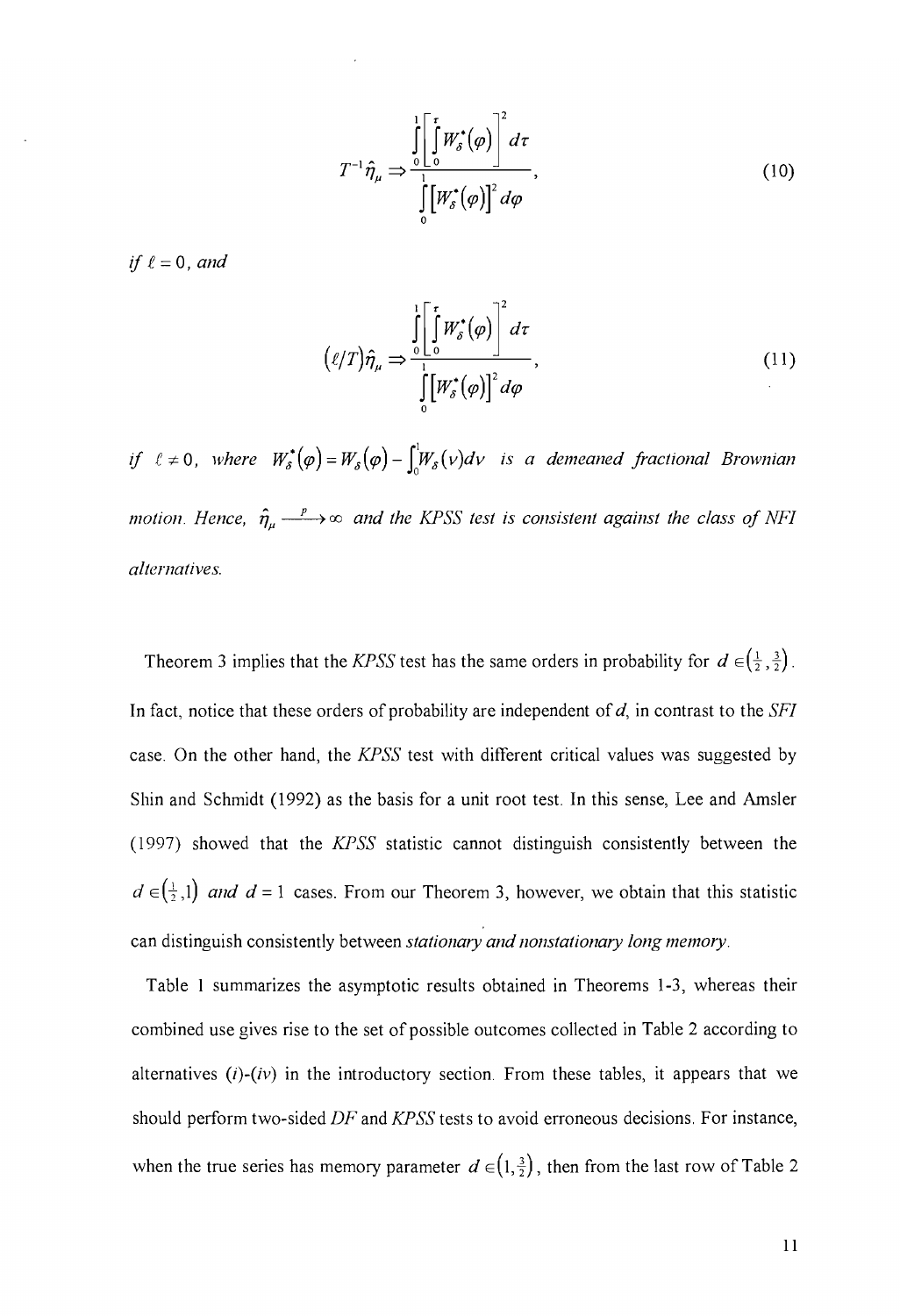$$T^{-1}\hat{\eta}_{\mu} \Rightarrow \frac{\int_0^1 \left[\int_0^{\tau} W_{\delta}^{*}(\varphi)\right]^2 d\tau}{\int_0^1 \left[W_{\delta}^{*}(\varphi)\right]^2 d\varphi}, \tag{10}$$

*if* $\ell = 0$, *and*

$$(\ell/T)\hat{\eta}_{\mu} \Rightarrow \frac{\int_0^1 \left[\int_0^{\tau} W_{\delta}^{*}(\varphi)\right]^2 d\tau}{\int_0^1 \left[W_{\delta}^{*}(\varphi)\right]^2 d\varphi}, \tag{11}$$

*if* $\ell \neq 0$, *where* $W_{\delta}^{*}(\varphi) = W_{\delta}(\varphi) - \int_0^1 W_{\delta}(v)dv$ *is a demeaned fractional Brownian motion. Hence,* $\hat{\eta}_{\mu} \xrightarrow{p} \infty$ *and the KPSS test is consistent against the class of NFI alternatives.*

Theorem 3 implies that the *KPSS* test has the same orders in probability for $d \in \left(\frac{1}{2}, \frac{3}{2}\right)$. In fact, notice that these orders of probability are independent of *d*, in contrast to the *SFI* case. On the other hand, the *KPSS* test with different critical values was suggested by Shin and Schmidt (1992) as the basis for a unit root test. In this sense, Lee and Amsler (1997) showed that the *KPSS* statistic cannot distinguish consistently between the $d \in \left(\frac{1}{2}, 1\right)$ *and* $d = 1$ cases. From our Theorem 3, however, we obtain that this statistic can distinguish consistently between *stationary and nonstationary long memory*.

Table 1 summarizes the asymptotic results obtained in Theorems 1-3, whereas their combined use gives rise to the set of possible outcomes collected in Table 2 according to alternatives (*i*)-(*iv*) in the introductory section. From these tables, it appears that we should perform two-sided *DF* and *KPSS* tests to avoid erroneous decisions. For instance, when the true series has memory parameter $d \in \left(1, \frac{3}{2}\right)$, then from the last row of Table 2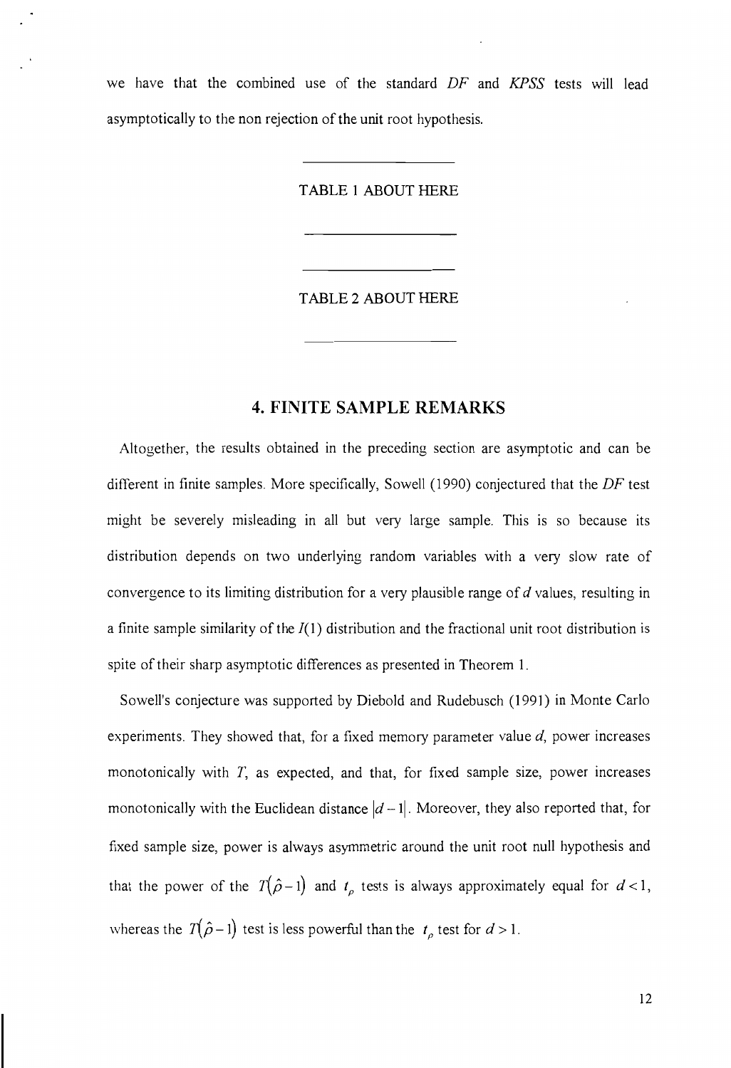we have that the combined use of the standard *DF* and *KPSS* tests will lead asymptotically to the non rejection of the unit root hypothesis.

---

TABLE 1 ABOUT HERE

---

---

TABLE 2 ABOUT HERE

---

## 4. FINITE SAMPLE REMARKS

Altogether, the results obtained in the preceding section are asymptotic and can be different in finite samples. More specifically, Sowell (1990) conjectured that the *DF* test might be severely misleading in all but very large sample. This is so because its distribution depends on two underlying random variables with a very slow rate of convergence to its limiting distribution for a very plausible range of $d$ values, resulting in a finite sample similarity of the $I(1)$ distribution and the fractional unit root distribution is spite of their sharp asymptotic differences as presented in Theorem 1.

Sowell's conjecture was supported by Diebold and Rudebusch (1991) in Monte Carlo experiments. They showed that, for a fixed memory parameter value $d$, power increases monotonically with $T$, as expected, and that, for fixed sample size, power increases monotonically with the Euclidean distance $|d-1|$. Moreover, they also reported that, for fixed sample size, power is always asymmetric around the unit root null hypothesis and that the power of the $T(\hat{\rho}-1)$ and $t_\rho$ tests is always approximately equal for $d<1$, whereas the $T(\hat{\rho}-1)$ test is less powerful than the $t_\rho$ test for $d>1$.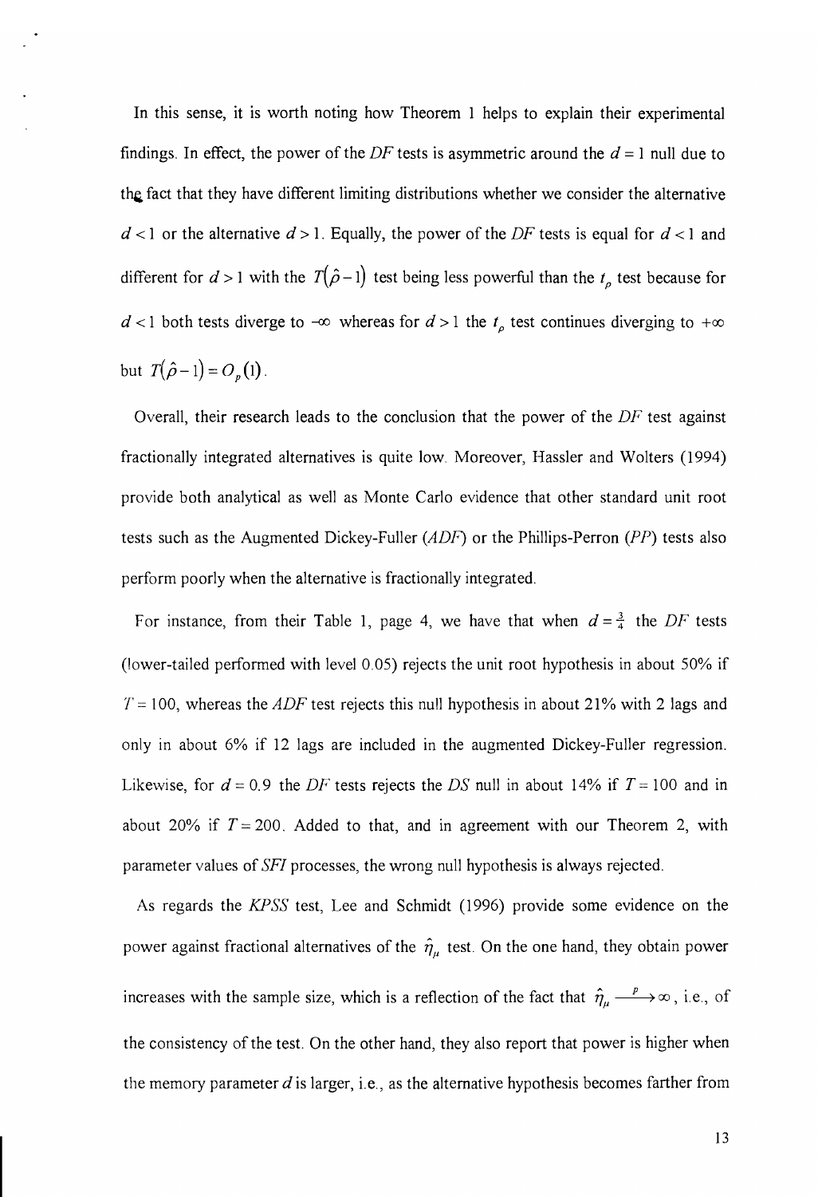In this sense, it is worth noting how Theorem 1 helps to explain their experimental findings. In effect, the power of the *DF* tests is asymmetric around the $d = 1$ null due to the fact that they have different limiting distributions whether we consider the alternative $d < 1$ or the alternative $d > 1$. Equally, the power of the *DF* tests is equal for $d < 1$ and different for $d > 1$ with the $T(\hat{\rho} - 1)$ test being less powerful than the $t_\rho$ test because for $d < 1$ both tests diverge to $-\infty$ whereas for $d > 1$ the $t_\rho$ test continues diverging to $+\infty$ but $T(\hat{\rho} - 1) = O_p(1)$.

Overall, their research leads to the conclusion that the power of the *DF* test against fractionally integrated alternatives is quite low. Moreover, Hassler and Wolters (1994) provide both analytical as well as Monte Carlo evidence that other standard unit root tests such as the Augmented Dickey-Fuller (*ADF*) or the Phillips-Perron (*PP*) tests also perform poorly when the alternative is fractionally integrated.

For instance, from their Table 1, page 4, we have that when $d = \frac{3}{4}$ the *DF* tests (lower-tailed performed with level 0.05) rejects the unit root hypothesis in about 50% if $T = 100$, whereas the *ADF* test rejects this null hypothesis in about 21% with 2 lags and only in about 6% if 12 lags are included in the augmented Dickey-Fuller regression. Likewise, for $d = 0.9$ the *DF* tests rejects the *DS* null in about 14% if $T = 100$ and in about 20% if $T = 200$. Added to that, and in agreement with our Theorem 2, with parameter values of *SFI* processes, the wrong null hypothesis is always rejected.

As regards the *KPSS* test, Lee and Schmidt (1996) provide some evidence on the power against fractional alternatives of the $\hat{\eta}_\mu$ test. On the one hand, they obtain power increases with the sample size, which is a reflection of the fact that $\hat{\eta}_\mu \xrightarrow{p} \infty$, i.e., of the consistency of the test. On the other hand, they also report that power is higher when the memory parameter $d$ is larger, i.e., as the alternative hypothesis becomes farther from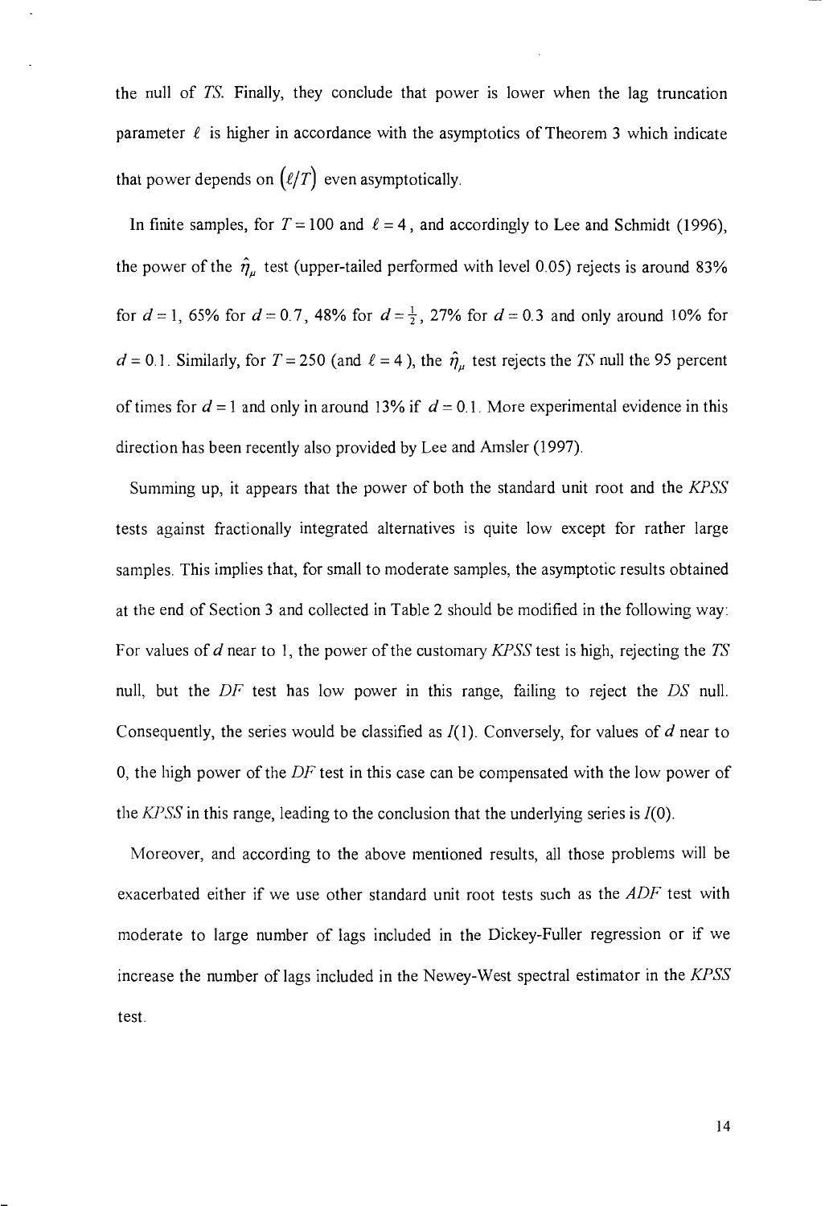the null of *TS*. Finally, they conclude that power is lower when the lag truncation parameter $\ell$ is higher in accordance with the asymptotics of Theorem 3 which indicate that power depends on $(\ell/T)$ even asymptotically.

In finite samples, for $T = 100$ and $\ell = 4$, and accordingly to Lee and Schmidt (1996), the power of the $\hat{\eta}_\mu$ test (upper-tailed performed with level 0.05) rejects is around 83% for $d = 1$, 65% for $d = 0.7$, 48% for $d = \frac{1}{2}$, 27% for $d = 0.3$ and only around 10% for $d = 0.1$. Similarly, for $T = 250$ (and $\ell = 4$), the $\hat{\eta}_\mu$ test rejects the *TS* null the 95 percent of times for $d = 1$ and only in around 13% if $d = 0.1$. More experimental evidence in this direction has been recently also provided by Lee and Amsler (1997).

Summing up, it appears that the power of both the standard unit root and the *KPSS* tests against fractionally integrated alternatives is quite low except for rather large samples. This implies that, for small to moderate samples, the asymptotic results obtained at the end of Section 3 and collected in Table 2 should be modified in the following way: For values of $d$ near to 1, the power of the customary *KPSS* test is high, rejecting the *TS* null, but the *DF* test has low power in this range, failing to reject the *DS* null. Consequently, the series would be classified as $I(1)$. Conversely, for values of $d$ near to 0, the high power of the *DF* test in this case can be compensated with the low power of the *KPSS* in this range, leading to the conclusion that the underlying series is $I(0)$.

Moreover, and according to the above mentioned results, all those problems will be exacerbated either if we use other standard unit root tests such as the *ADF* test with moderate to large number of lags included in the Dickey-Fuller regression or if we increase the number of lags included in the Newey-West spectral estimator in the *KPSS* test.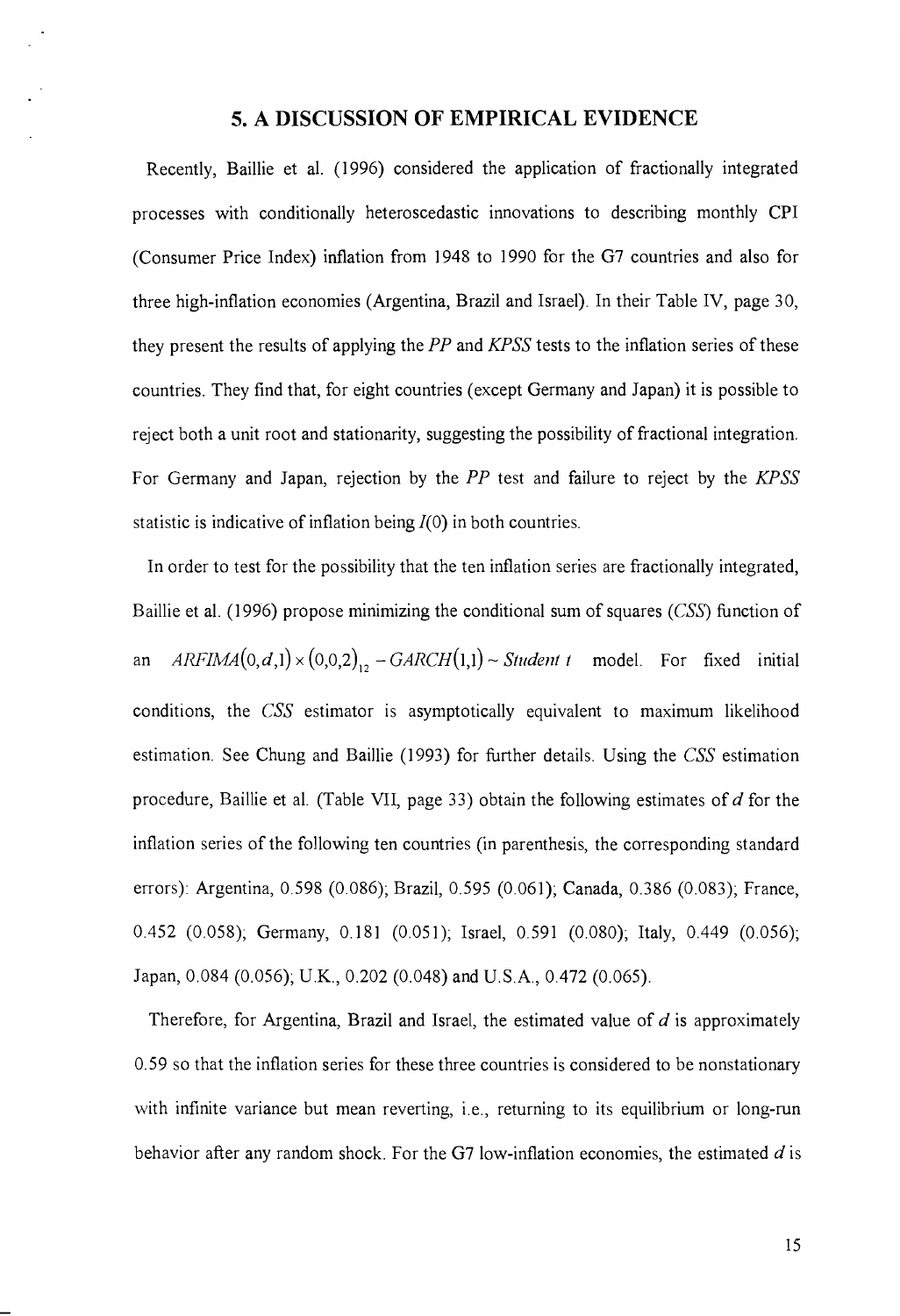## 5. A DISCUSSION OF EMPIRICAL EVIDENCE

Recently, Baillie et al. (1996) considered the application of fractionally integrated processes with conditionally heteroscedastic innovations to describing monthly CPI (Consumer Price Index) inflation from 1948 to 1990 for the G7 countries and also for three high-inflation economies (Argentina, Brazil and Israel). In their Table IV, page 30, they present the results of applying the *PP* and *KPSS* tests to the inflation series of these countries. They find that, for eight countries (except Germany and Japan) it is possible to reject both a unit root and stationarity, suggesting the possibility of fractional integration. For Germany and Japan, rejection by the *PP* test and failure to reject by the *KPSS* statistic is indicative of inflation being $I(0)$ in both countries.

In order to test for the possibility that the ten inflation series are fractionally integrated, Baillie et al. (1996) propose minimizing the conditional sum of squares (*CSS*) function of an $ARFIMA(0,d,1) \times (0,0,2)_{12} - GARCH(1,1) \sim Student\ t$ model. For fixed initial conditions, the *CSS* estimator is asymptotically equivalent to maximum likelihood estimation. See Chung and Baillie (1993) for further details. Using the *CSS* estimation procedure, Baillie et al. (Table VII, page 33) obtain the following estimates of $d$ for the inflation series of the following ten countries (in parenthesis, the corresponding standard errors): Argentina, 0.598 (0.086); Brazil, 0.595 (0.061); Canada, 0.386 (0.083); France, 0.452 (0.058); Germany, 0.181 (0.051); Israel, 0.591 (0.080); Italy, 0.449 (0.056); Japan, 0.084 (0.056); U.K., 0.202 (0.048) and U.S.A., 0.472 (0.065).

Therefore, for Argentina, Brazil and Israel, the estimated value of $d$ is approximately 0.59 so that the inflation series for these three countries is considered to be nonstationary with infinite variance but mean reverting, i.e., returning to its equilibrium or long-run behavior after any random shock. For the G7 low-inflation economies, the estimated $d$ is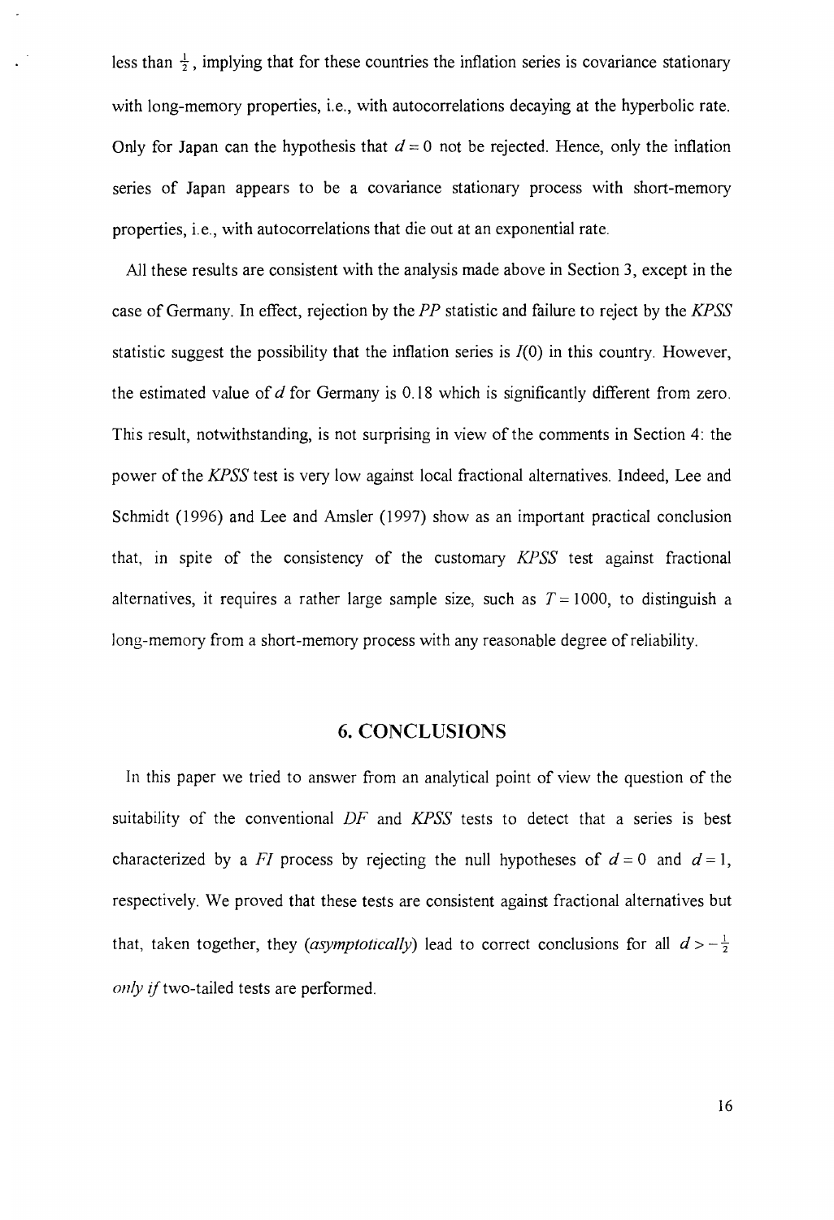less than $\frac{1}{2}$, implying that for these countries the inflation series is covariance stationary with long-memory properties, i.e., with autocorrelations decaying at the hyperbolic rate. Only for Japan can the hypothesis that $d = 0$ not be rejected. Hence, only the inflation series of Japan appears to be a covariance stationary process with short-memory properties, i.e., with autocorrelations that die out at an exponential rate.

All these results are consistent with the analysis made above in Section 3, except in the case of Germany. In effect, rejection by the *PP* statistic and failure to reject by the *KPSS* statistic suggest the possibility that the inflation series is $I(0)$ in this country. However, the estimated value of $d$ for Germany is 0.18 which is significantly different from zero. This result, notwithstanding, is not surprising in view of the comments in Section 4: the power of the *KPSS* test is very low against local fractional alternatives. Indeed, Lee and Schmidt (1996) and Lee and Amsler (1997) show as an important practical conclusion that, in spite of the consistency of the customary *KPSS* test against fractional alternatives, it requires a rather large sample size, such as $T = 1000$, to distinguish a long-memory from a short-memory process with any reasonable degree of reliability.

## 6. CONCLUSIONS

In this paper we tried to answer from an analytical point of view the question of the suitability of the conventional *DF* and *KPSS* tests to detect that a series is best characterized by a *FI* process by rejecting the null hypotheses of $d = 0$ and $d = 1$, respectively. We proved that these tests are consistent against fractional alternatives but that, taken together, they (*asymptotically*) lead to correct conclusions for all $d > -\frac{1}{2}$ *only if* two-tailed tests are performed.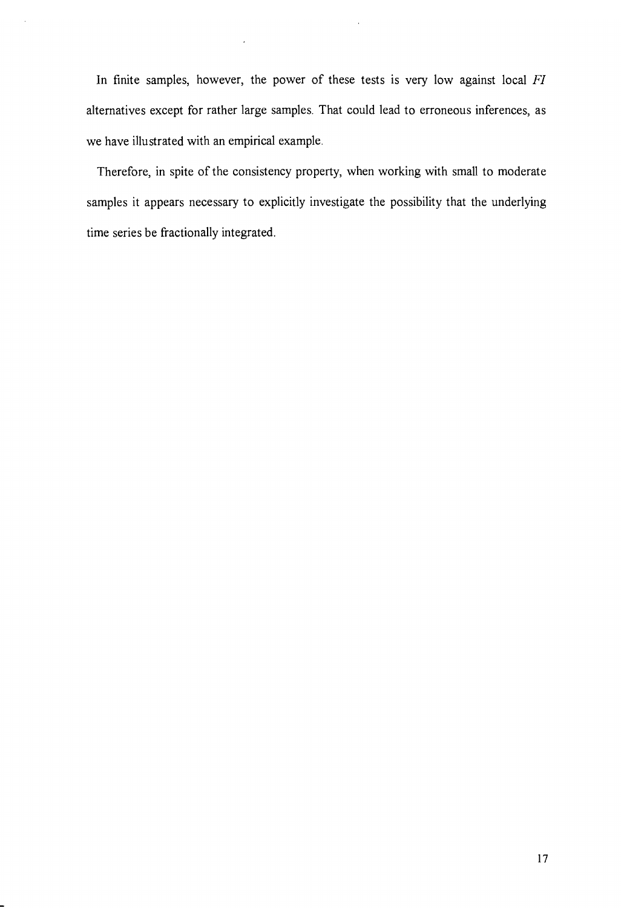In finite samples, however, the power of these tests is very low against local *FI* alternatives except for rather large samples. That could lead to erroneous inferences, as we have illustrated with an empirical example.

Therefore, in spite of the consistency property, when working with small to moderate samples it appears necessary to explicitly investigate the possibility that the underlying time series be fractionally integrated.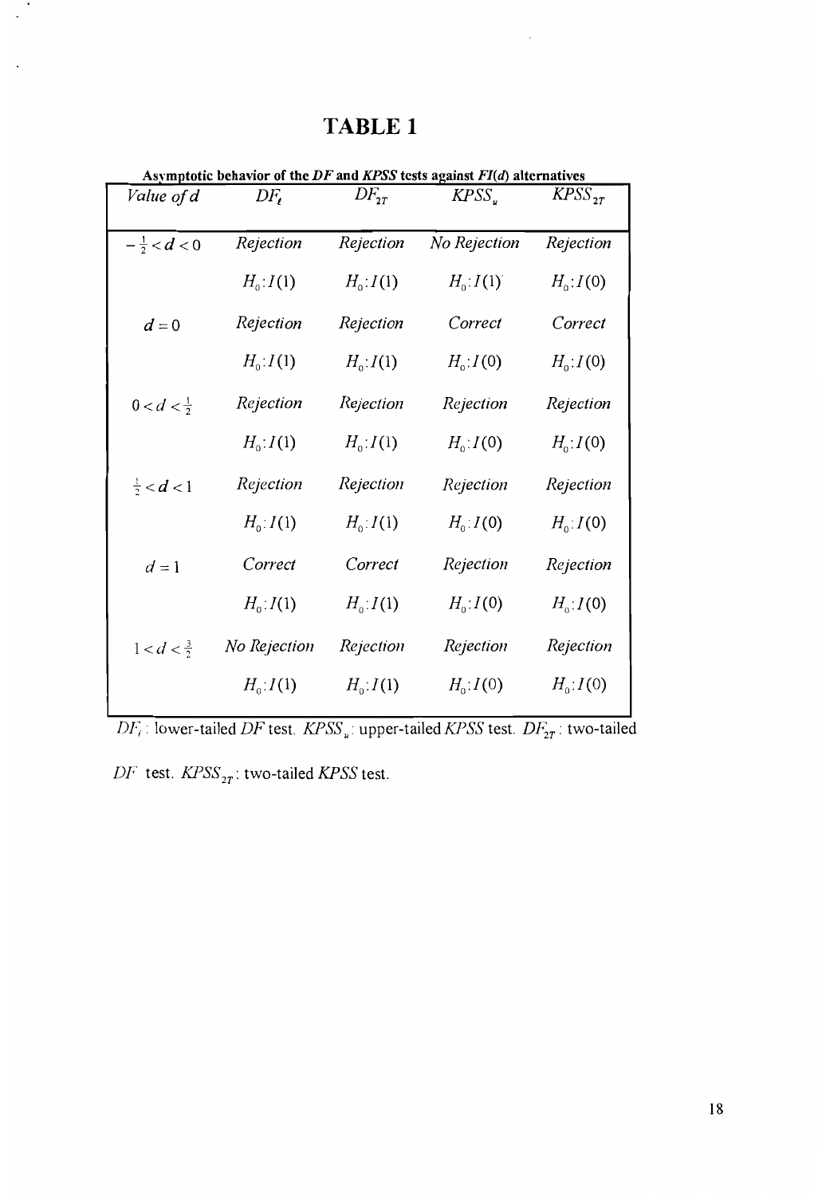# TABLE 1

**Asymptotic behavior of the *DF* and *KPSS* tests against *FI*(*d*) alternatives**

| *Value of d* | $DF_t$ | $DF_{2T}$ | $KPSS_u$ | $KPSS_{2T}$ |
|---|---|---|---|---|
| $-\frac{1}{2} < d < 0$ | *Rejection* | *Rejection* | *No Rejection* | *Rejection* |
| | $H_0: I(1)$ | $H_0: I(1)$ | $H_0: I(1)$ | $H_0: I(0)$ |
| $d = 0$ | *Rejection* | *Rejection* | *Correct* | *Correct* |
| | $H_0: I(1)$ | $H_0: I(1)$ | $H_0: I(0)$ | $H_0: I(0)$ |
| $0 < d < \frac{1}{2}$ | *Rejection* | *Rejection* | *Rejection* | *Rejection* |
| | $H_0: I(1)$ | $H_0: I(1)$ | $H_0: I(0)$ | $H_0: I(0)$ |
| $\frac{1}{2} < d < 1$ | *Rejection* | *Rejection* | *Rejection* | *Rejection* |
| | $H_0: I(1)$ | $H_0: I(1)$ | $H_0: I(0)$ | $H_0: I(0)$ |
| $d = 1$ | *Correct* | *Correct* | *Rejection* | *Rejection* |
| | $H_0: I(1)$ | $H_0: I(1)$ | $H_0: I(0)$ | $H_0: I(0)$ |
| $1 < d < \frac{3}{2}$ | *No Rejection* | *Rejection* | *Rejection* | *Rejection* |
| | $H_0: I(1)$ | $H_0: I(1)$ | $H_0: I(0)$ | $H_0: I(0)$ |

$DF_t$: lower-tailed *DF* test. $KPSS_u$: upper-tailed *KPSS* test. $DF_{2T}$: two-tailed *DF* test. $KPSS_{2T}$: two-tailed *KPSS* test.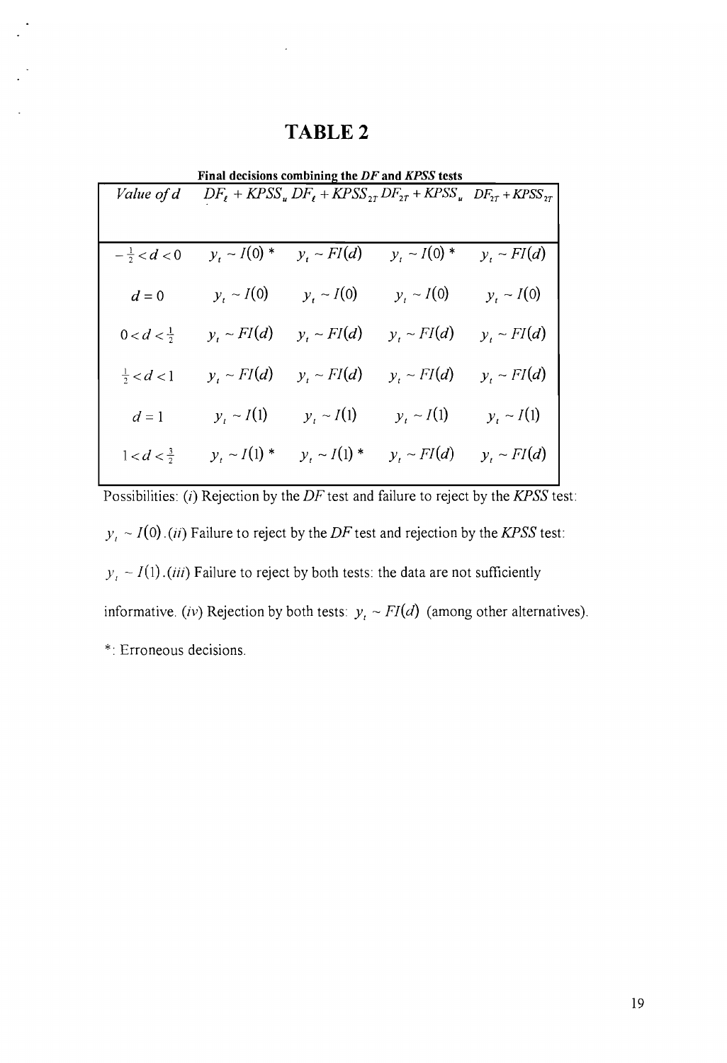# TABLE 2

**Final decisions combining the *DF* and *KPSS* tests**

| *Value of d* | $DF_t + KPSS_u$ | $DF_t + KPSS_{2T}$ | $DF_{2T} + KPSS_u$ | $DF_{2T} + KPSS_{2T}$ |
|---|---|---|---|---|
| $-\frac{1}{2} < d < 0$ | $y_t \sim I(0)$ * | $y_t \sim FI(d)$ | $y_t \sim I(0)$ * | $y_t \sim FI(d)$ |
| $d = 0$ | $y_t \sim I(0)$ | $y_t \sim I(0)$ | $y_t \sim I(0)$ | $y_t \sim I(0)$ |
| $0 < d < \frac{1}{2}$ | $y_t \sim FI(d)$ | $y_t \sim FI(d)$ | $y_t \sim FI(d)$ | $y_t \sim FI(d)$ |
| $\frac{1}{2} < d < 1$ | $y_t \sim FI(d)$ | $y_t \sim FI(d)$ | $y_t \sim FI(d)$ | $y_t \sim FI(d)$ |
| $d = 1$ | $y_t \sim I(1)$ | $y_t \sim I(1)$ | $y_t \sim I(1)$ | $y_t \sim I(1)$ |
| $1 < d < \frac{3}{2}$ | $y_t \sim I(1)$ * | $y_t \sim I(1)$ * | $y_t \sim FI(d)$ | $y_t \sim FI(d)$ |

Possibilities: (*i*) Rejection by the *DF* test and failure to reject by the *KPSS* test: $y_t \sim I(0)$. (*ii*) Failure to reject by the *DF* test and rejection by the *KPSS* test: $y_t \sim I(1)$. (*iii*) Failure to reject by both tests: the data are not sufficiently informative. (*iv*) Rejection by both tests: $y_t \sim FI(d)$ (among other alternatives).

*: Erroneous decisions.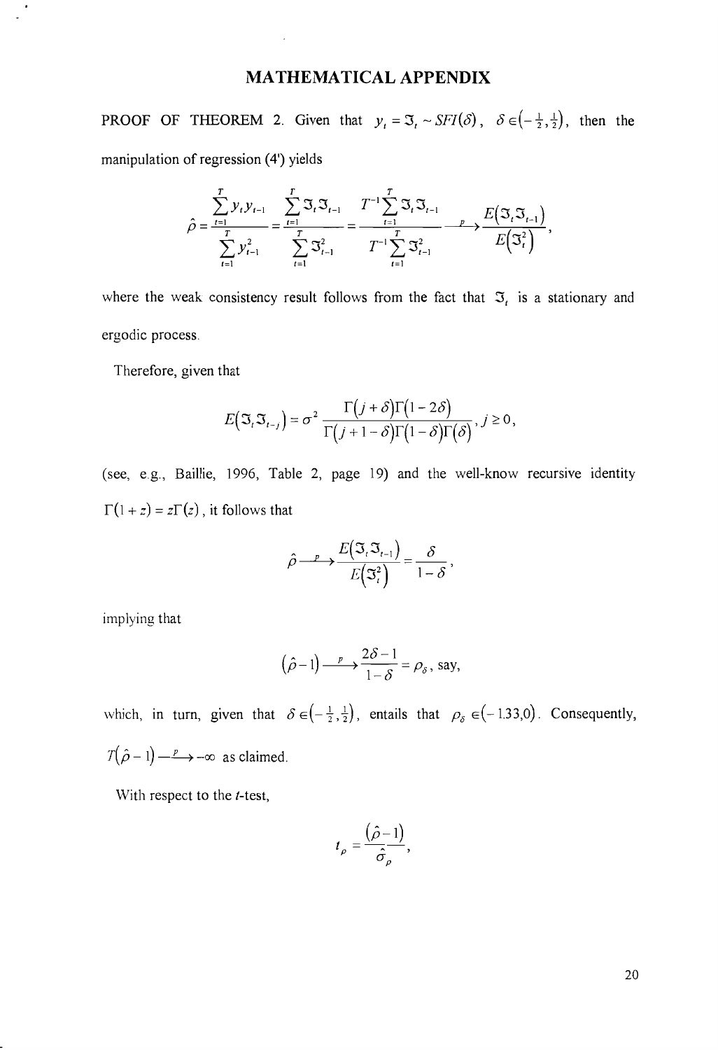# MATHEMATICAL APPENDIX

PROOF OF THEOREM 2. Given that $y_t = \Im_t \sim SFI(\delta)$, $\delta \in \left(-\tfrac{1}{2}, \tfrac{1}{2}\right)$, then the manipulation of regression (4') yields

$$\hat{\rho} = \frac{\sum_{t=1}^{T} y_t y_{t-1}}{\sum_{t=1}^{T} y_{t-1}^2} = \frac{\sum_{t=1}^{T} \Im_t \Im_{t-1}}{\sum_{t=1}^{T} \Im_{t-1}^2} = \frac{T^{-1}\sum_{t=1}^{T} \Im_t \Im_{t-1}}{T^{-1}\sum_{t=1}^{T} \Im_{t-1}^2} \xrightarrow{p} \frac{E\left(\Im_t \Im_{t-1}\right)}{E\left(\Im_t^2\right)},$$

where the weak consistency result follows from the fact that $\Im_t$ is a stationary and ergodic process.

Therefore, given that

$$E\left(\Im_t \Im_{t-j}\right) = \sigma^2 \frac{\Gamma(j+\delta)\Gamma(1-2\delta)}{\Gamma(j+1-\delta)\Gamma(1-\delta)\Gamma(\delta)}, j \geq 0,$$

(see, e.g., Baillie, 1996, Table 2, page 19) and the well-know recursive identity $\Gamma(1+z) = z\Gamma(z)$, it follows that

$$\hat{\rho} \xrightarrow{p} \frac{E\left(\Im_t \Im_{t-1}\right)}{E\left(\Im_t^2\right)} = \frac{\delta}{1-\delta},$$

implying that

$$\left(\hat{\rho} - 1\right) \xrightarrow{p} \frac{2\delta - 1}{1-\delta} = \rho_\delta, \text{ say,}$$

which, in turn, given that $\delta \in \left(-\tfrac{1}{2}, \tfrac{1}{2}\right)$, entails that $\rho_\delta \in (-1.33, 0)$. Consequently, $T\left(\hat{\rho} - 1\right) \xrightarrow{p} -\infty$ as claimed.

With respect to the $t$-test,

$$t_\rho = \frac{\left(\hat{\rho} - 1\right)}{\hat{\sigma}_\rho},$$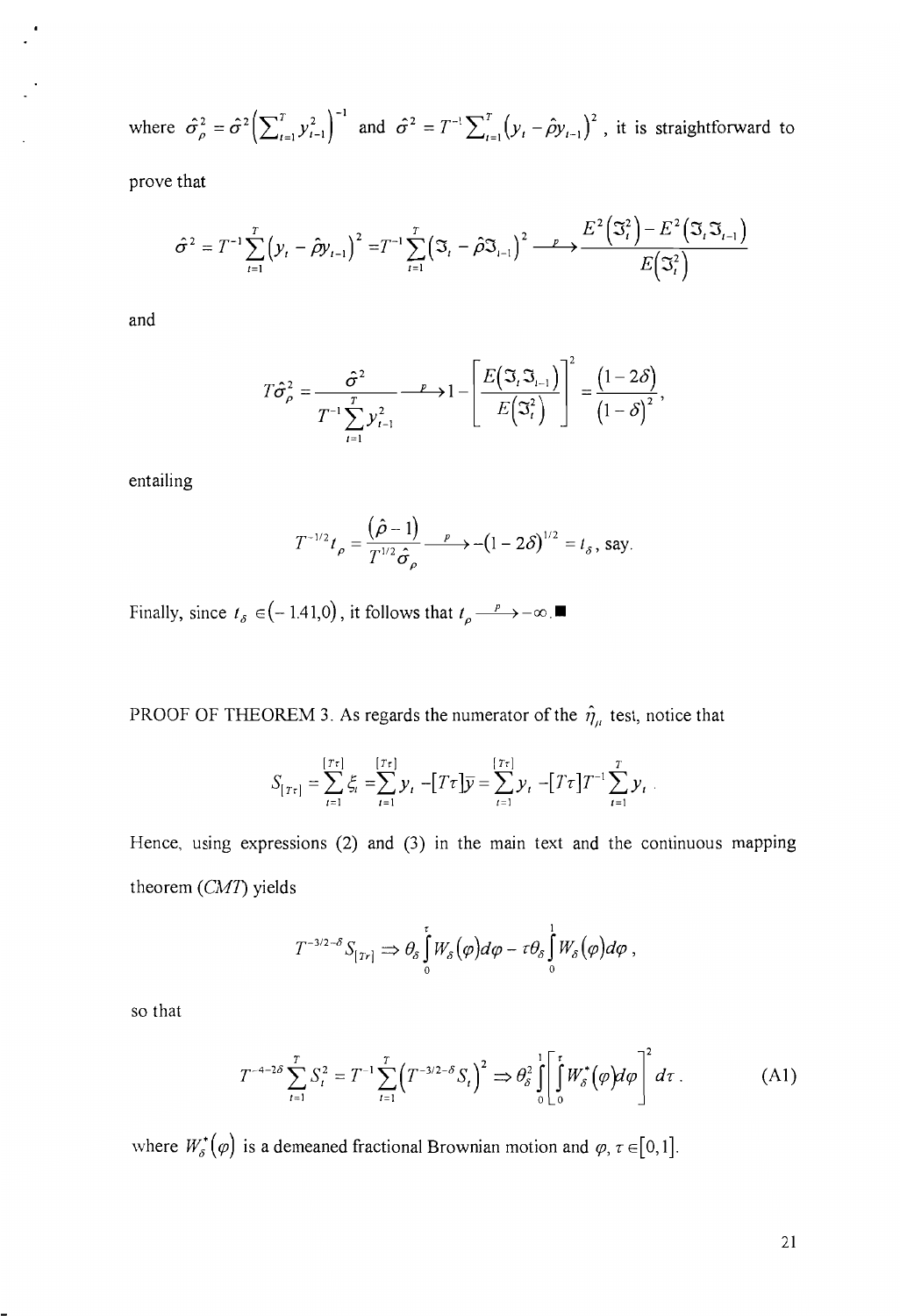where $\hat{\sigma}^2_{\rho} = \hat{\sigma}^2 \left( \sum_{t=1}^{T} y_{t-1}^2 \right)^{-1}$ and $\hat{\sigma}^2 = T^{-1} \sum_{t=1}^{T} (y_t - \hat{\rho} y_{t-1})^2$, it is straightforward to prove that

$$\hat{\sigma}^2 = T^{-1} \sum_{t=1}^{T} (y_t - \hat{\rho} y_{t-1})^2 = T^{-1} \sum_{t=1}^{T} (\Im_t - \hat{\rho} \Im_{t-1})^2 \xrightarrow{p} \frac{E^2(\Im_t^2) - E^2(\Im_t \Im_{t-1})}{E(\Im_t^2)}$$

and

$$T\hat{\sigma}^2_{\rho} = \frac{\hat{\sigma}^2}{T^{-1} \sum_{t=1}^{T} y_{t-1}^2} \xrightarrow{p} 1 - \left[ \frac{E(\Im_t \Im_{t-1})}{E(\Im_t^2)} \right]^2 = \frac{(1-2\delta)}{(1-\delta)^2},$$

entailing

$$T^{-1/2} t_{\rho} = \frac{(\hat{\rho} - 1)}{T^{1/2} \hat{\sigma}_{\rho}} \xrightarrow{p} -(1-2\delta)^{1/2} = t_{\delta}, \text{ say.}$$

Finally, since $t_{\delta} \in (-1.41, 0)$, it follows that $t_{\rho} \xrightarrow{p} -\infty$. ■

PROOF OF THEOREM 3. As regards the numerator of the $\hat{\eta}_{\mu}$ test, notice that

$$S_{[T\tau]} = \sum_{t=1}^{[T\tau]} \xi_t = \sum_{t=1}^{[T\tau]} y_t - [T\tau]\bar{y} = \sum_{t=1}^{[T\tau]} y_t - [T\tau] T^{-1} \sum_{t=1}^{T} y_t .$$

Hence, using expressions (2) and (3) in the main text and the continuous mapping theorem (*CMT*) yields

$$T^{-3/2-\delta} S_{[T\tau]} \Rightarrow \theta_{\delta} \int_0^{\tau} W_{\delta}(\varphi) d\varphi - \tau \theta_{\delta} \int_0^1 W_{\delta}(\varphi) d\varphi ,$$

so that

$$T^{-4-2\delta} \sum_{t=1}^{T} S_t^2 = T^{-1} \sum_{t=1}^{T} \left( T^{-3/2-\delta} S_t \right)^2 \Rightarrow \theta_{\delta}^2 \int_0^1 \left[ \int_0^{\tau} W_{\delta}^*(\varphi) d\varphi \right]^2 d\tau . \tag{A1}$$

where $W_{\delta}^*(\varphi)$ is a demeaned fractional Brownian motion and $\varphi, \tau \in [0,1]$.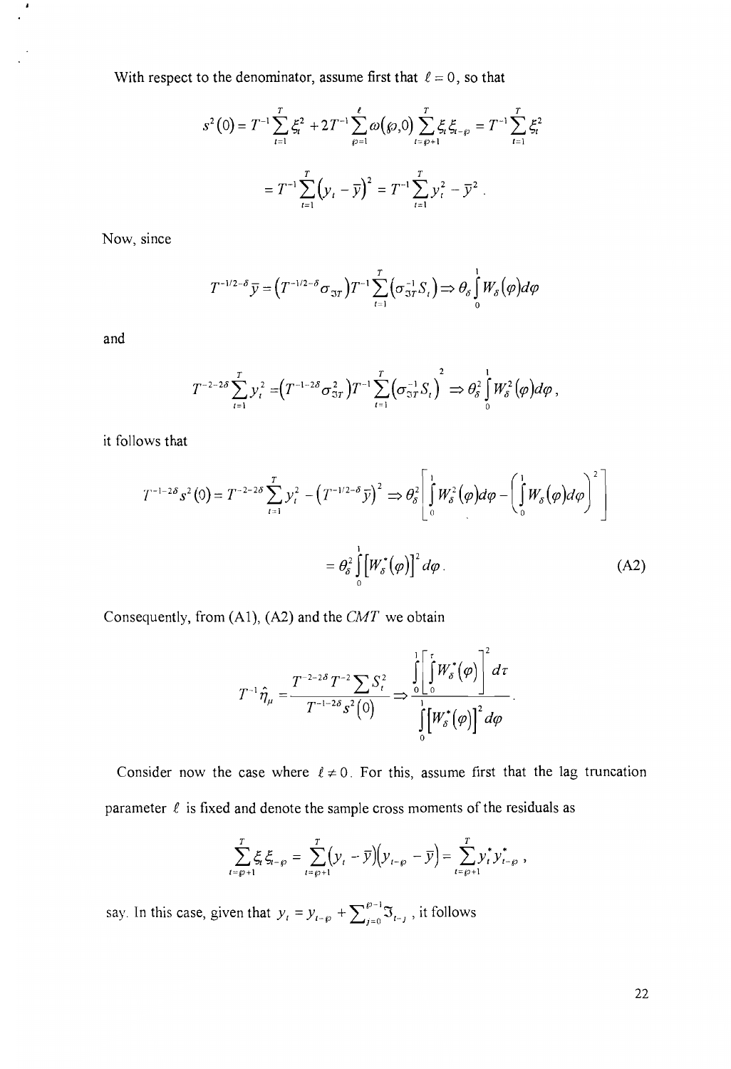With respect to the denominator, assume first that $\ell = 0$, so that

$$s^2(0) = T^{-1}\sum_{t=1}^{T}\xi_t^2 + 2T^{-1}\sum_{\wp=1}^{\ell}\omega(\wp,0)\sum_{t=\wp+1}^{T}\xi_t\xi_{t-\wp} = T^{-1}\sum_{t=1}^{T}\xi_t^2$$

$$= T^{-1}\sum_{t=1}^{T}\left(y_t - \bar{y}\right)^2 = T^{-1}\sum_{t=1}^{T}y_t^2 - \bar{y}^2 .$$

Now, since

$$T^{-1/2-\delta}\bar{y} = \left(T^{-1/2-\delta}\sigma_{\Im T}\right)T^{-1}\sum_{t=1}^{T}\left(\sigma_{\Im T}^{-1}S_t\right) \Rightarrow \theta_\delta\int_0^1 W_\delta(\varphi)d\varphi$$

and

$$T^{-2-2\delta}\sum_{t=1}^{T}y_t^2 = \left(T^{-1-2\delta}\sigma_{\Im T}^2\right)T^{-1}\sum_{t=1}^{T}\left(\sigma_{\Im T}^{-1}S_t\right)^2 \Rightarrow \theta_\delta^2\int_0^1 W_\delta^2(\varphi)d\varphi ,$$

it follows that

$$T^{-1-2\delta}s^2(0) = T^{-2-2\delta}\sum_{t=1}^{T}y_t^2 - \left(T^{-1/2-\delta}\bar{y}\right)^2 \Rightarrow \theta_\delta^2\left[\int_0^1 W_\delta^2(\varphi)d\varphi - \left(\int_0^1 W_\delta(\varphi)d\varphi\right)^2\right]$$

$$= \theta_\delta^2\int_0^1\left[W_\delta^*(\varphi)\right]^2 d\varphi . \tag{A2}$$

Consequently, from (A1), (A2) and the *CMT* we obtain

$$T^{-1}\hat{\eta}_\mu = \frac{T^{-2-2\delta}T^{-2}\sum S_t^2}{T^{-1-2\delta}s^2(0)} \Rightarrow \frac{\int_0^1\left[\int_0^\tau W_\delta^*(\varphi)\right]^2 d\tau}{\int_0^1\left[W_\delta^*(\varphi)\right]^2 d\varphi} .$$

Consider now the case where $\ell \neq 0$. For this, assume first that the lag truncation parameter $\ell$ is fixed and denote the sample cross moments of the residuals as

$$\sum_{t=\wp+1}^{T}\xi_t\xi_{t-\wp} = \sum_{t=\wp+1}^{T}\left(y_t - \bar{y}\right)\left(y_{t-\wp} - \bar{y}\right) = \sum_{t=\wp+1}^{T}y_t^* y_{t-\wp}^* ,$$

say. In this case, given that $y_t = y_{t-\wp} + \sum_{j=0}^{\wp-1}\Im_{t-j}$, it follows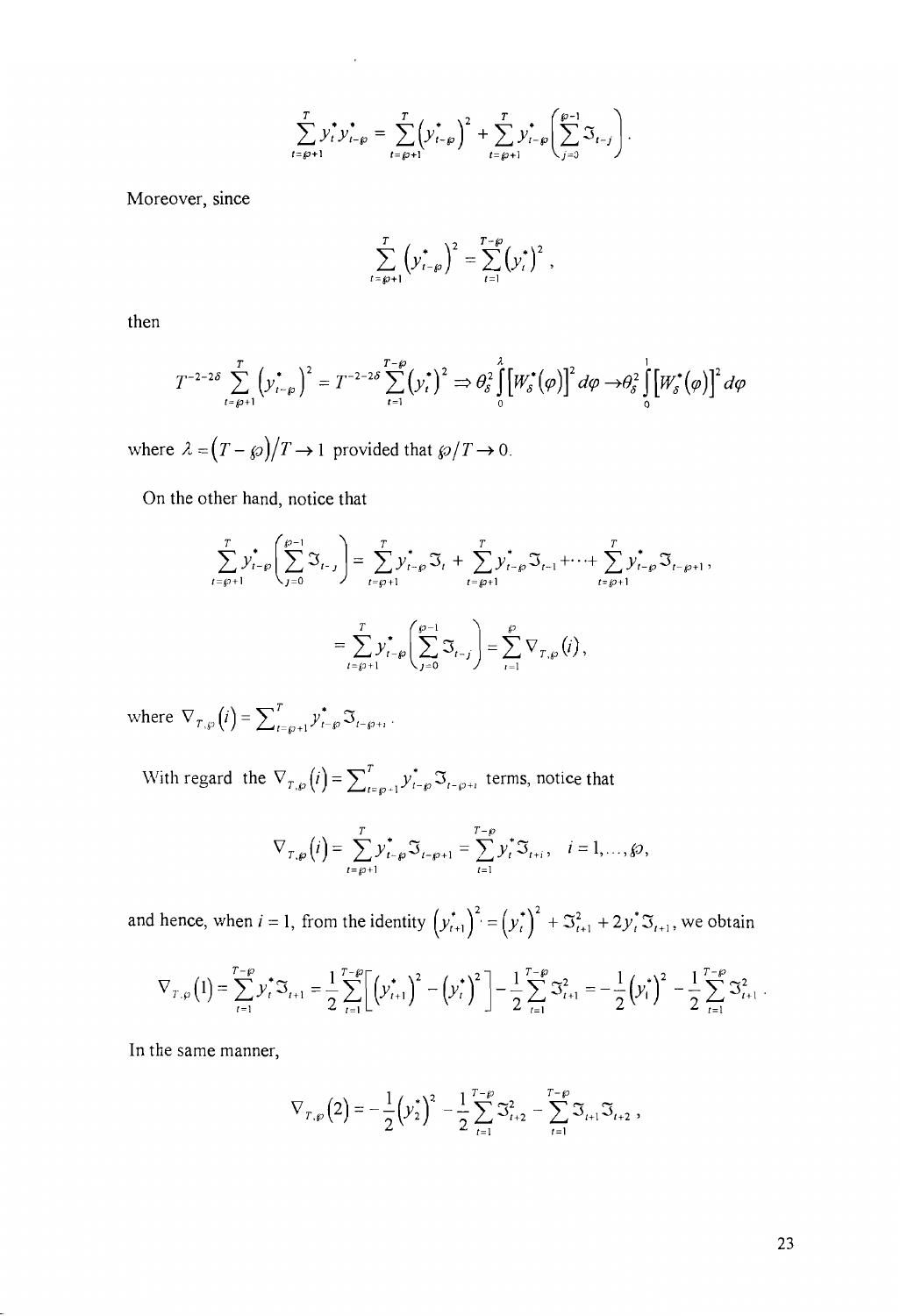$$\sum_{t=\wp+1}^{T} y_t^* y_{t-\wp}^* = \sum_{t=\wp+1}^{T} \left(y_{t-\wp}^*\right)^2 + \sum_{t=\wp+1}^{T} y_{t-\wp}^* \left( \sum_{j=0}^{\wp-1} \Im_{t-j} \right).$$

Moreover, since

$$\sum_{t=\wp+1}^{T} \left(y_{t-\wp}^*\right)^2 = \sum_{t=1}^{T-\wp} \left(y_t^*\right)^2,$$

then

$$T^{-2-2\delta} \sum_{t=\wp+1}^{T} \left(y_{t-\wp}^*\right)^2 = T^{-2-2\delta} \sum_{t=1}^{T-\wp} \left(y_t^*\right)^2 \Rightarrow \theta_\delta^2 \int_0^{\lambda} \left[W_\delta^*(\varphi)\right]^2 d\varphi \to \theta_\delta^2 \int_0^{1} \left[W_\delta^*(\varphi)\right]^2 d\varphi$$

where $\lambda = (T - \wp)/T \to 1$ provided that $\wp/T \to 0$.

On the other hand, notice that

$$\sum_{t=\wp+1}^{T} y_{t-\wp}^* \left( \sum_{j=0}^{\wp-1} \Im_{t-j} \right) = \sum_{t=\wp+1}^{T} y_{t-\wp}^* \Im_t + \sum_{t=\wp+1}^{T} y_{t-\wp}^* \Im_{t-1} + \cdots + \sum_{t=\wp+1}^{T} y_{t-\wp}^* \Im_{t-\wp+1},$$

$$= \sum_{t=\wp+1}^{T} y_{t-\wp}^* \left( \sum_{j=0}^{\wp-1} \Im_{t-j} \right) = \sum_{i=1}^{\wp} \nabla_{T,\wp}(i),$$

where $\nabla_{T,\wp}(i) = \sum_{t=\wp+1}^{T} y_{t-\wp}^* \Im_{t-\wp+i}$.

With regard the $\nabla_{T,\wp}(i) = \sum_{t=\wp+1}^{T} y_{t-\wp}^* \Im_{t-\wp+i}$ terms, notice that

$$\nabla_{T,\wp}(i) = \sum_{t=\wp+1}^{T} y_{t-\wp}^* \Im_{t-\wp+1} = \sum_{t=1}^{T-\wp} y_t^* \Im_{t+i}, \quad i = 1, \ldots, \wp,$$

and hence, when $i = 1$, from the identity $\left(y_{t+1}^*\right)^2 = \left(y_t^*\right)^2 + \Im_{t+1}^2 + 2 y_t^* \Im_{t+1}$, we obtain

$$\nabla_{T,\wp}(1) = \sum_{t=1}^{T-\wp} y_t^* \Im_{t+1} = \frac{1}{2} \sum_{t=1}^{T-\wp} \left[ \left(y_{t+1}^*\right)^2 - \left(y_t^*\right)^2 \right] - \frac{1}{2} \sum_{t=1}^{T-\wp} \Im_{t+1}^2 = -\frac{1}{2} \left(y_1^*\right)^2 - \frac{1}{2} \sum_{t=1}^{T-\wp} \Im_{t+1}^2.$$

In the same manner,

$$\nabla_{T,\wp}(2) = -\frac{1}{2} \left(y_2^*\right)^2 - \frac{1}{2} \sum_{t=1}^{T-\wp} \Im_{t+2}^2 - \sum_{t=1}^{T-\wp} \Im_{t+1} \Im_{t+2},$$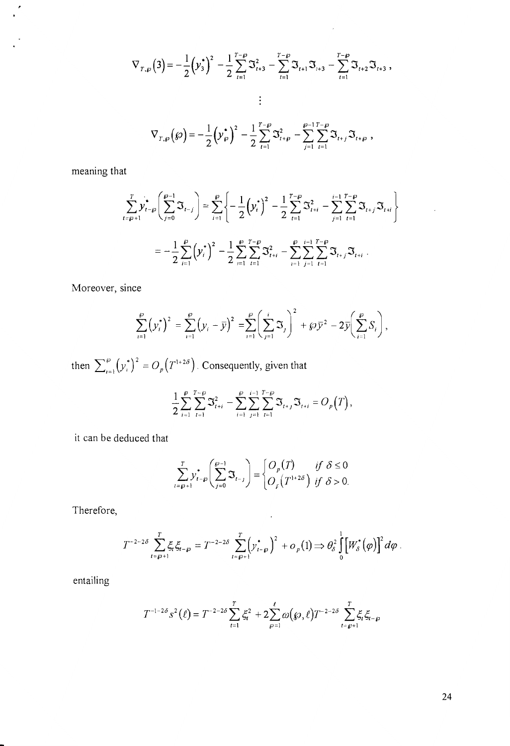$$\nabla_{T,\wp}(3) = -\frac{1}{2}\left(y_3^{\bullet}\right)^2 - \frac{1}{2}\sum_{t=1}^{T-\wp}\Im_{t+3}^2 - \sum_{t=1}^{T-\wp}\Im_{t+1}\Im_{t+3} - \sum_{t=1}^{T-\wp}\Im_{t+2}\Im_{t+3},$$

$$\vdots$$

$$\nabla_{T,\wp}(\wp) = -\frac{1}{2}\left(y_{\wp}^{\bullet}\right)^2 - \frac{1}{2}\sum_{t=1}^{T-\wp}\Im_{t+\wp}^2 - \sum_{j=1}^{\wp-1}\sum_{t=1}^{T-\wp}\Im_{t+j}\Im_{t+\wp},$$

meaning that

$$\sum_{t=\wp+1}^{T} y_{t-\wp}^{\bullet}\left(\sum_{j=0}^{\wp-1}\Im_{t-j}\right) = \sum_{i=1}^{\wp}\left\{-\frac{1}{2}\left(y_i^{\bullet}\right)^2 - \frac{1}{2}\sum_{t=1}^{T-\wp}\Im_{t+i}^2 - \sum_{j=1}^{i-1}\sum_{t=1}^{T-\wp}\Im_{t+j}\Im_{t+i}\right\}$$

$$= -\frac{1}{2}\sum_{i=1}^{\wp}\left(y_i^{\bullet}\right)^2 - \frac{1}{2}\sum_{i=1}^{\wp}\sum_{t=1}^{T-\wp}\Im_{t+i}^2 - \sum_{i=1}^{\wp}\sum_{j=1}^{i-1}\sum_{t=1}^{T-\wp}\Im_{t+j}\Im_{t+i}.$$

Moreover, since

$$\sum_{i=1}^{\wp}\left(y_i^{\bullet}\right)^2 = \sum_{i=1}^{\wp}\left(y_i - \bar{y}\right)^2 = \sum_{i=1}^{\wp}\left(\sum_{j=1}^{i}\Im_j\right)^2 + \wp\bar{y}^2 - 2\bar{y}\left(\sum_{i=1}^{\wp}S_i\right),$$

then $\sum_{i=1}^{\wp}\left(y_i^{\bullet}\right)^2 = O_p\left(T^{1+2\delta}\right)$. Consequently, given that

$$\frac{1}{2}\sum_{i=1}^{\wp}\sum_{t=1}^{T-\wp}\Im_{t+i}^2 - \sum_{i=1}^{\wp}\sum_{j=1}^{i-1}\sum_{t=1}^{T-\wp}\Im_{t+j}\Im_{t+i} = O_p(T),$$

it can be deduced that

$$\sum_{t=\wp+1}^{T} y_{t-\wp}^{\bullet}\left(\sum_{j=0}^{\wp-1}\Im_{t-j}\right) = \begin{cases} O_p(T) & \text{if } \delta \le 0 \\ O_p\left(T^{1+2\delta}\right) & \text{if } \delta > 0. \end{cases}$$

Therefore,

$$T^{-2-2\delta}\sum_{t=\wp+1}^{T}\xi_t\xi_{t-\wp} = T^{-2-2\delta}\sum_{t=\wp+1}^{T}\left(y_{t-\wp}^{\bullet}\right)^2 + o_p(1) \Rightarrow \theta_\delta^2\int_0^1\left[W_\delta^*(\varphi)\right]^2 d\varphi.$$

entailing

$$T^{-1-2\delta}s^2(\ell) = T^{-2-2\delta}\sum_{t=1}^{T}\xi_t^2 + 2\sum_{\wp=1}^{\ell}\omega(\wp,\ell)T^{-2-2\delta}\sum_{t=\wp+1}^{T}\xi_t\xi_{t-\wp}$$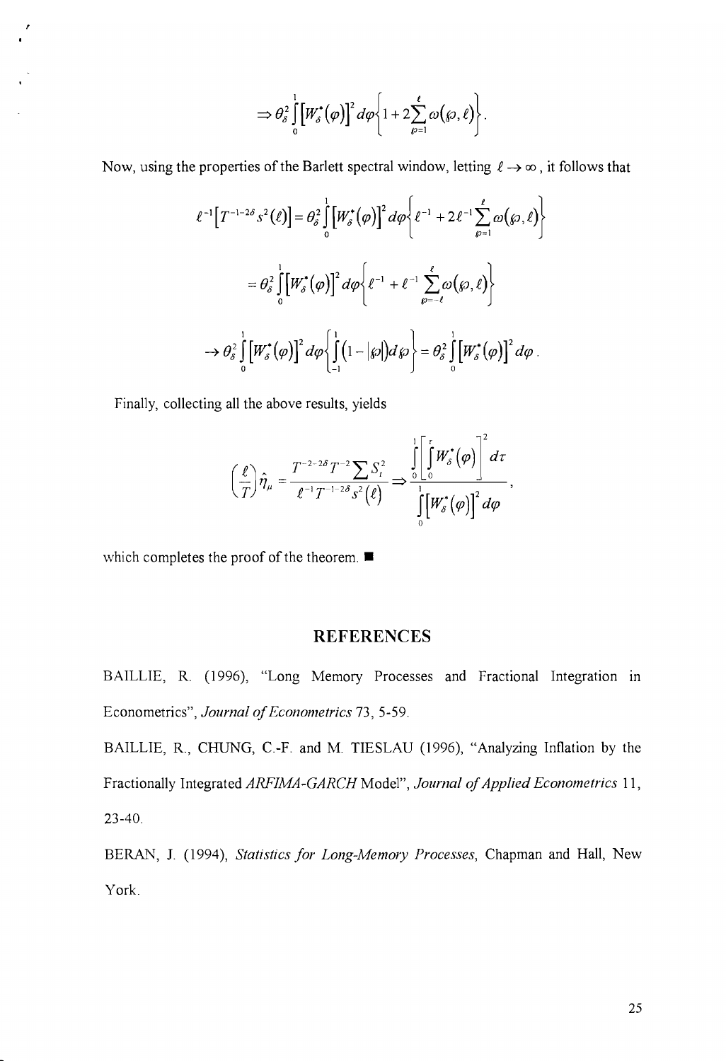$$\Rightarrow \theta_\delta^2 \int_0^1 \left[W_\delta^*(\varphi)\right]^2 d\varphi \left\{ 1 + 2\sum_{\wp=1}^{\ell} \omega(\wp,\ell) \right\}.$$

Now, using the properties of the Barlett spectral window, letting $\ell \to \infty$, it follows that

$$\ell^{-1}\left[T^{-1-2\delta}s^2(\ell)\right] = \theta_\delta^2 \int_0^1 \left[W_\delta^*(\varphi)\right]^2 d\varphi \left\{ \ell^{-1} + 2\ell^{-1}\sum_{\wp=1}^{\ell} \omega(\wp,\ell) \right\}$$

$$= \theta_\delta^2 \int_0^1 \left[W_\delta^*(\varphi)\right]^2 d\varphi \left\{ \ell^{-1} + \ell^{-1}\sum_{\wp=-\ell}^{\ell} \omega(\wp,\ell) \right\}$$

$$\to \theta_\delta^2 \int_0^1 \left[W_\delta^*(\varphi)\right]^2 d\varphi \left\{ \int_{-1}^{1} (1-|\wp|) d\wp \right\} = \theta_\delta^2 \int_0^1 \left[W_\delta^*(\varphi)\right]^2 d\varphi .$$

Finally, collecting all the above results, yields

$$\left(\frac{\ell}{T}\right)\hat{\eta}_\mu = \frac{T^{-2-2\delta}T^{-2}\sum S_t^2}{\ell^{-1}T^{-1-2\delta}s^2(\ell)} \Rightarrow \frac{\int_0^1 \left[\int_0^r W_\delta^*(\varphi)\right]^2 d\tau}{\int_0^1 \left[W_\delta^*(\varphi)\right]^2 d\varphi},$$

which completes the proof of the theorem. ■

## REFERENCES

BAILLIE, R. (1996), "Long Memory Processes and Fractional Integration in Econometrics", *Journal of Econometrics* 73, 5-59.

BAILLIE, R., CHUNG, C.-F. and M. TIESLAU (1996), "Analyzing Inflation by the Fractionally Integrated *ARFIMA-GARCH* Model", *Journal of Applied Econometrics* 11, 23-40.

BERAN, J. (1994), *Statistics for Long-Memory Processes*, Chapman and Hall, New York.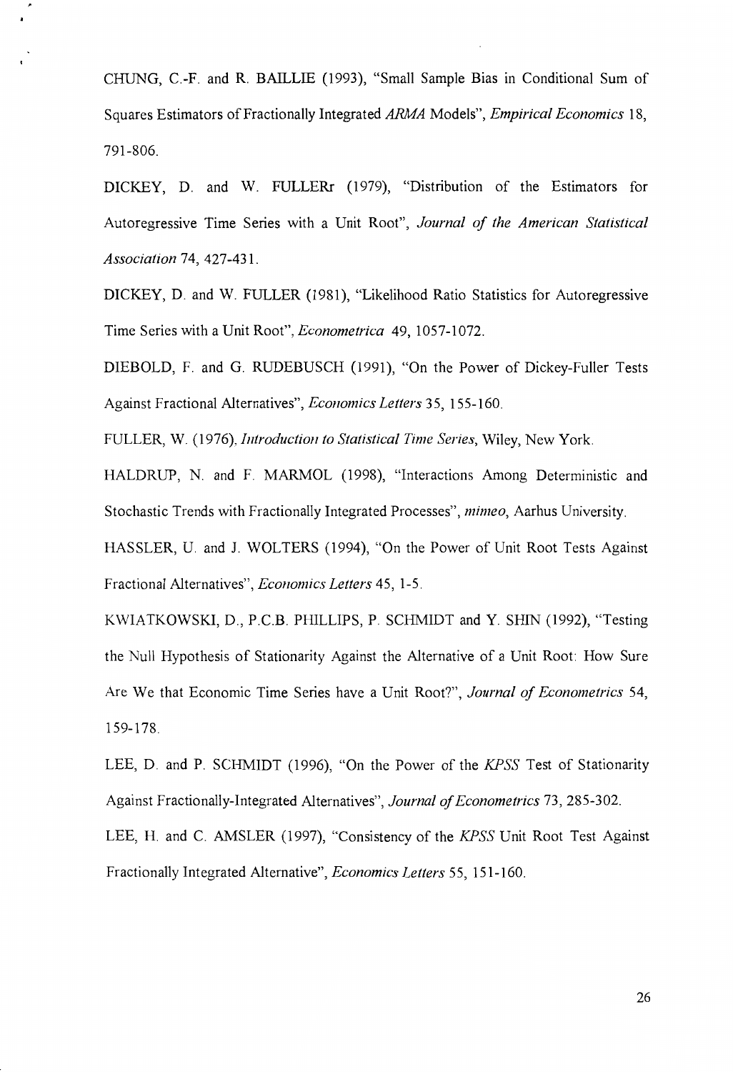CHUNG, C.-F. and R. BAILLIE (1993), "Small Sample Bias in Conditional Sum of Squares Estimators of Fractionally Integrated *ARMA* Models", *Empirical Economics* 18, 791-806.

DICKEY, D. and W. FULLERr (1979), "Distribution of the Estimators for Autoregressive Time Series with a Unit Root", *Journal of the American Statistical Association* 74, 427-431.

DICKEY, D. and W. FULLER (1981), "Likelihood Ratio Statistics for Autoregressive Time Series with a Unit Root", *Econometrica* 49, 1057-1072.

DIEBOLD, F. and G. RUDEBUSCH (1991), "On the Power of Dickey-Fuller Tests Against Fractional Alternatives", *Economics Letters* 35, 155-160.

FULLER, W. (1976), *Introduction to Statistical Time Series*, Wiley, New York.

HALDRUP, N. and F. MARMOL (1998), "Interactions Among Deterministic and Stochastic Trends with Fractionally Integrated Processes", *mimeo*, Aarhus University.

HASSLER, U. and J. WOLTERS (1994), "On the Power of Unit Root Tests Against Fractional Alternatives", *Economics Letters* 45, 1-5.

KWIATKOWSKI, D., P.C.B. PHILLIPS, P. SCHMIDT and Y. SHIN (1992), "Testing the Null Hypothesis of Stationarity Against the Alternative of a Unit Root: How Sure Are We that Economic Time Series have a Unit Root?", *Journal of Econometrics* 54, 159-178.

LEE, D. and P. SCHMIDT (1996), "On the Power of the *KPSS* Test of Stationarity Against Fractionally-Integrated Alternatives", *Journal of Econometrics* 73, 285-302.

LEE, H. and C. AMSLER (1997), "Consistency of the *KPSS* Unit Root Test Against Fractionally Integrated Alternative", *Economics Letters* 55, 151-160.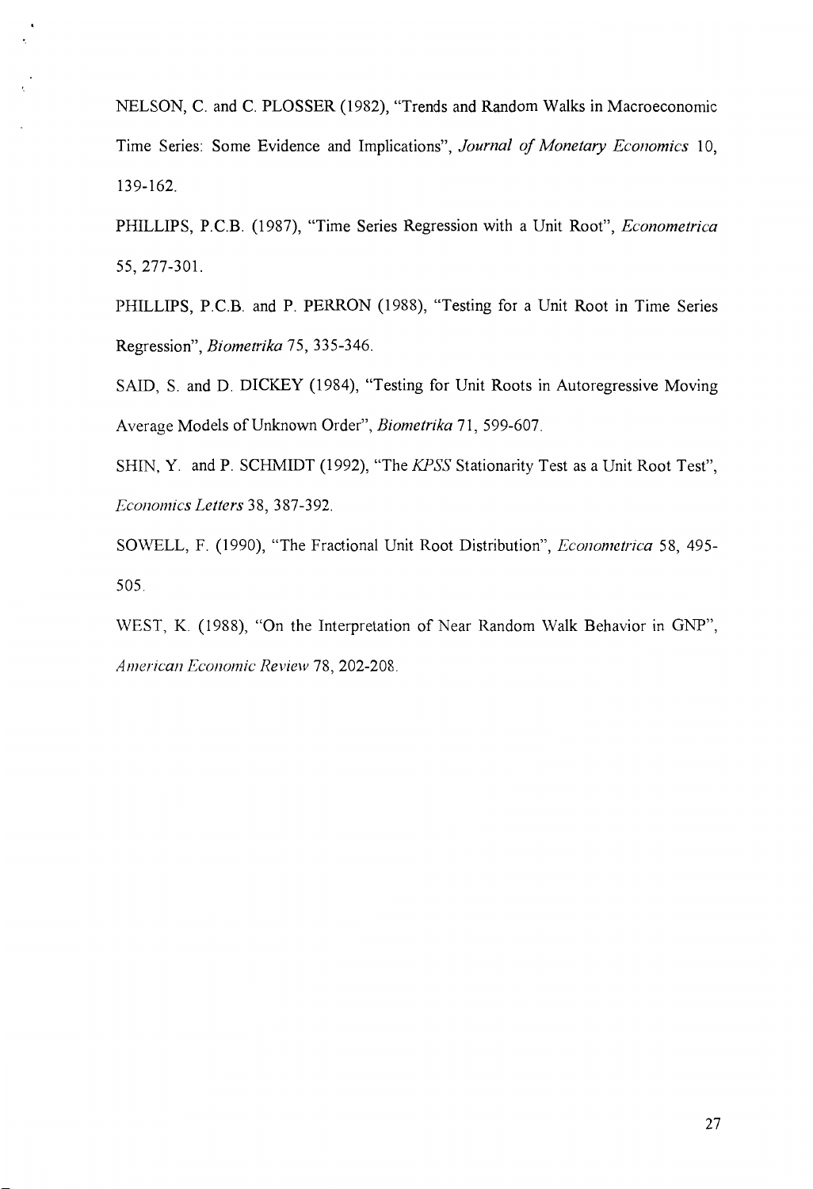NELSON, C. and C. PLOSSER (1982), "Trends and Random Walks in Macroeconomic Time Series: Some Evidence and Implications", *Journal of Monetary Economics* 10, 139-162.

PHILLIPS, P.C.B. (1987), "Time Series Regression with a Unit Root", *Econometrica* 55, 277-301.

PHILLIPS, P.C.B. and P. PERRON (1988), "Testing for a Unit Root in Time Series Regression", *Biometrika* 75, 335-346.

SAID, S. and D. DICKEY (1984), "Testing for Unit Roots in Autoregressive Moving Average Models of Unknown Order", *Biometrika* 71, 599-607.

SHIN, Y. and P. SCHMIDT (1992), "The *KPSS* Stationarity Test as a Unit Root Test", *Economics Letters* 38, 387-392.

SOWELL, F. (1990), "The Fractional Unit Root Distribution", *Econometrica* 58, 495-505.

WEST, K. (1988), "On the Interpretation of Near Random Walk Behavior in GNP", *American Economic Review* 78, 202-208.